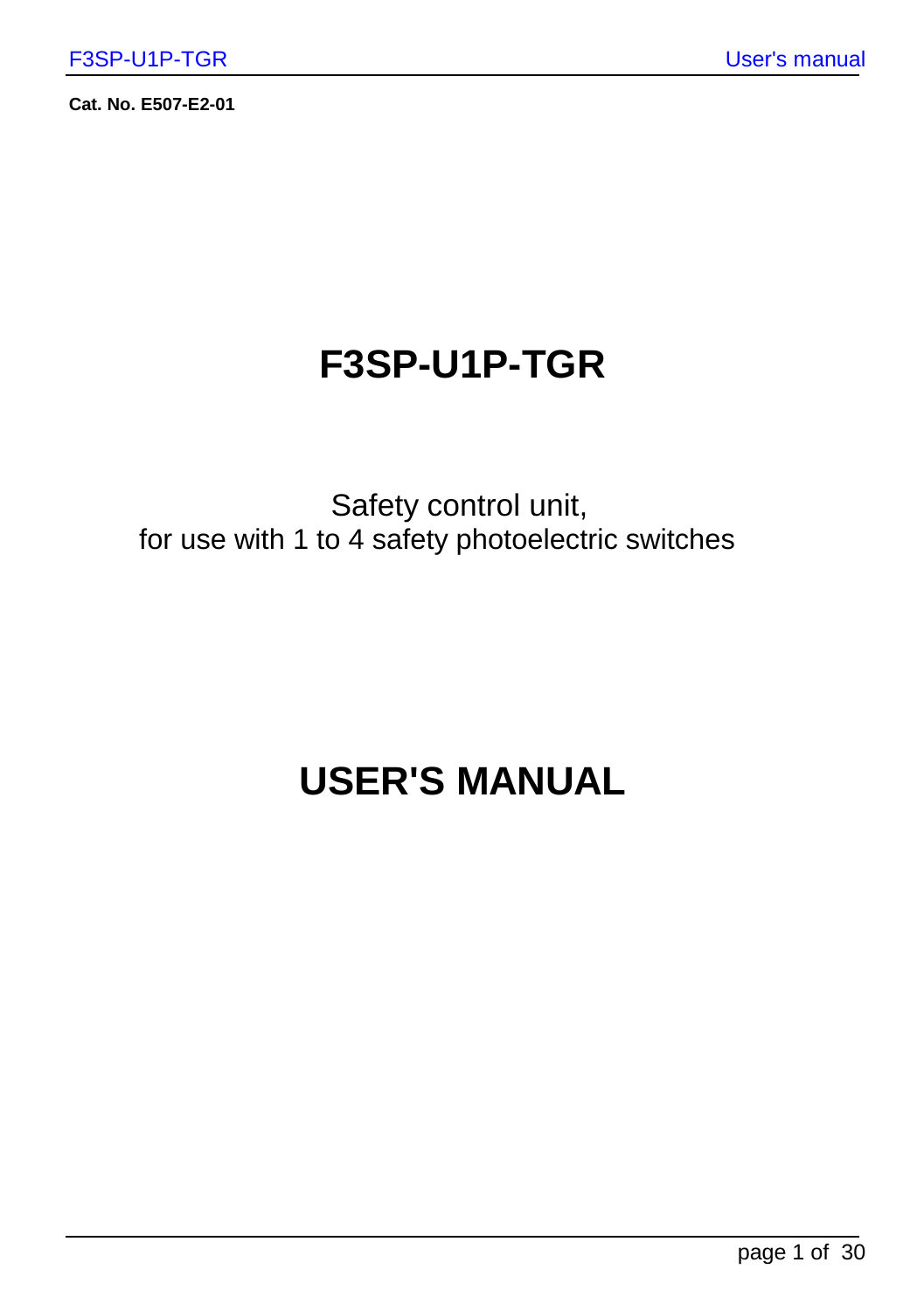**Cat. No. E507-E2-01**

# F3SP-U1P-TGR

Safety control unit,
for use with 1 to 4 safety photoelectric switches

# USER'S MANUAL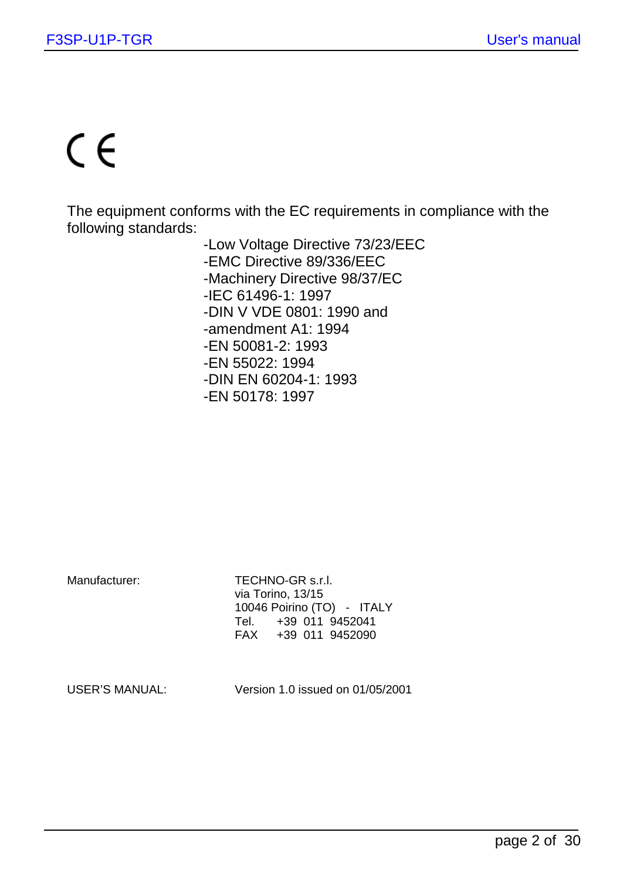CE

The equipment conforms with the EC requirements in compliance with the following standards:

- -Low Voltage Directive 73/23/EEC
- -EMC Directive 89/336/EEC
- -Machinery Directive 98/37/EC
- -IEC 61496-1: 1997
- -DIN V VDE 0801: 1990 and
- -amendment A1: 1994
- -EN 50081-2: 1993
- -EN 55022: 1994
- -DIN EN 60204-1: 1993
- -EN 50178: 1997

Manufacturer: TECHNO-GR s.r.l.
via Torino, 13/15
10046 Poirino (TO) - ITALY
Tel. +39 011 9452041
FAX +39 011 9452090

USER'S MANUAL: Version 1.0 issued on 01/05/2001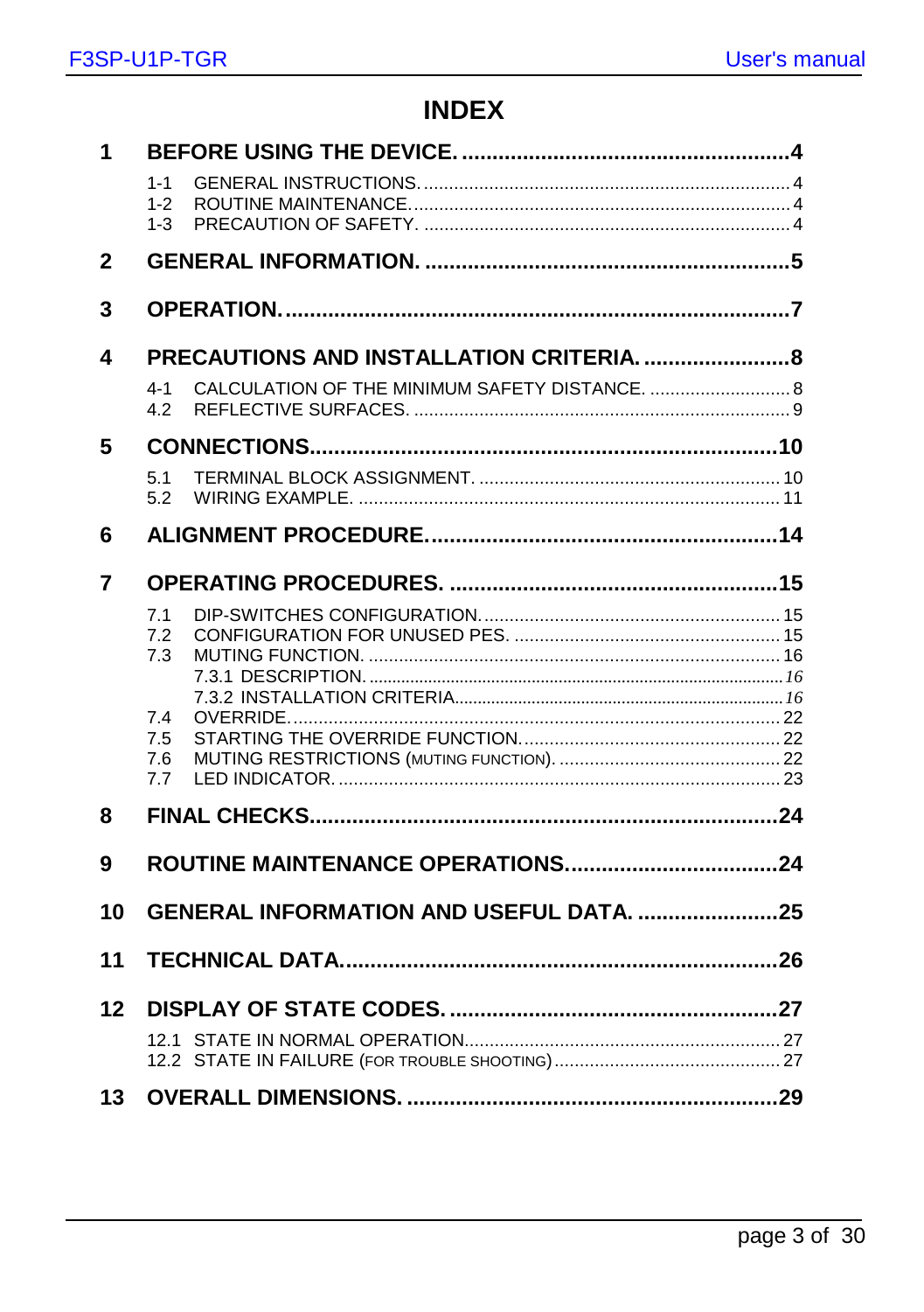# INDEX

**1 BEFORE USING THE DEVICE. .......................................................4**

- 1-1 GENERAL INSTRUCTIONS. ........................................................................ 4
- 1-2 ROUTINE MAINTENANCE. ......................................................................... 4
- 1-3 PRECAUTION OF SAFETY. ....................................................................... 4

**2 GENERAL INFORMATION. ............................................................5**

**3 OPERATION. ...................................................................................7**

**4 PRECAUTIONS AND INSTALLATION CRITERIA. ........................8**

- 4-1 CALCULATION OF THE MINIMUM SAFETY DISTANCE. ............................ 8
- 4.2 REFLECTIVE SURFACES. ......................................................................... 9

**5 CONNECTIONS.............................................................................10**

- 5.1 TERMINAL BLOCK ASSIGNMENT. ........................................................... 10
- 5.2 WIRING EXAMPLE. .................................................................................. 11

**6 ALIGNMENT PROCEDURE..........................................................14**

**7 OPERATING PROCEDURES. .......................................................15**

- 7.1 DIP-SWITCHES CONFIGURATION. .......................................................... 15
- 7.2 CONFIGURATION FOR UNUSED PES. .................................................... 15
- 7.3 MUTING FUNCTION. ................................................................................ 16
  - 7.3.1 DESCRIPTION. ................................................................................ *16*
  - 7.3.2 INSTALLATION CRITERIA................................................................ *16*
- 7.4 OVERRIDE. ............................................................................................... 22
- 7.5 STARTING THE OVERRIDE FUNCTION. .................................................. 22
- 7.6 MUTING RESTRICTIONS (MUTING FUNCTION). ........................................ 22
- 7.7 LED INDICATOR. ...................................................................................... 23

**8 FINAL CHECKS.............................................................................24**

**9 ROUTINE MAINTENANCE OPERATIONS...................................24**

**10 GENERAL INFORMATION AND USEFUL DATA. .......................25**

**11 TECHNICAL DATA........................................................................26**

**12 DISPLAY OF STATE CODES. ......................................................27**

- 12.1 STATE IN NORMAL OPERATION............................................................. 27
- 12.2 STATE IN FAILURE (FOR TROUBLE SHOOTING) ........................................... 27

**13 OVERALL DIMENSIONS. .............................................................29**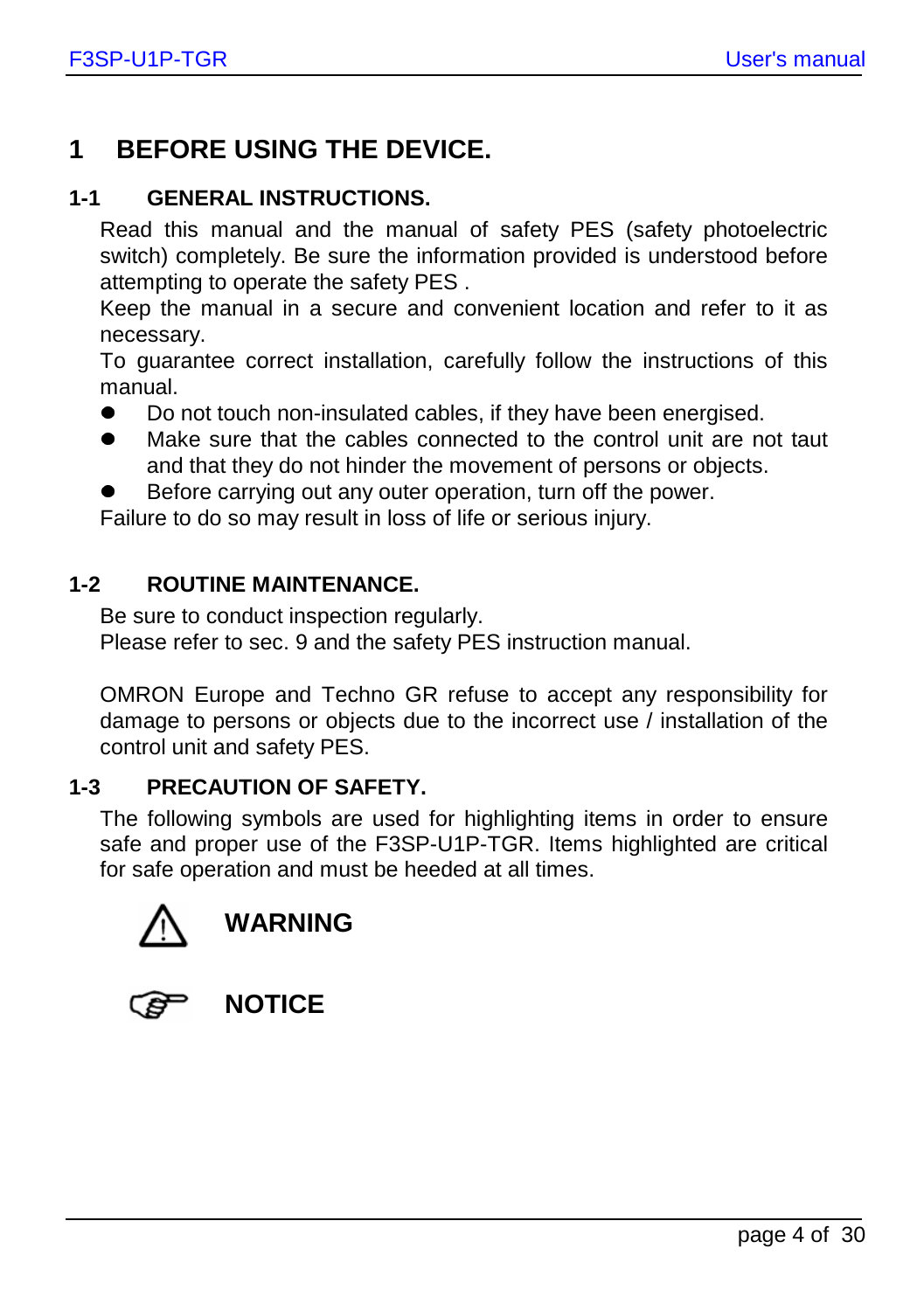# 1 BEFORE USING THE DEVICE.

## 1-1 GENERAL INSTRUCTIONS.

Read this manual and the manual of safety PES (safety photoelectric switch) completely. Be sure the information provided is understood before attempting to operate the safety PES .

Keep the manual in a secure and convenient location and refer to it as necessary.

To guarantee correct installation, carefully follow the instructions of this manual.

- Do not touch non-insulated cables, if they have been energised.
- Make sure that the cables connected to the control unit are not taut and that they do not hinder the movement of persons or objects.
- Before carrying out any outer operation, turn off the power.

Failure to do so may result in loss of life or serious injury.

## 1-2 ROUTINE MAINTENANCE.

Be sure to conduct inspection regularly.
Please refer to sec. 9 and the safety PES instruction manual.

OMRON Europe and Techno GR refuse to accept any responsibility for damage to persons or objects due to the incorrect use / installation of the control unit and safety PES.

## 1-3 PRECAUTION OF SAFETY.

The following symbols are used for highlighting items in order to ensure safe and proper use of the F3SP-U1P-TGR. Items highlighted are critical for safe operation and must be heeded at all times.

⚠ **WARNING**

☞ **NOTICE**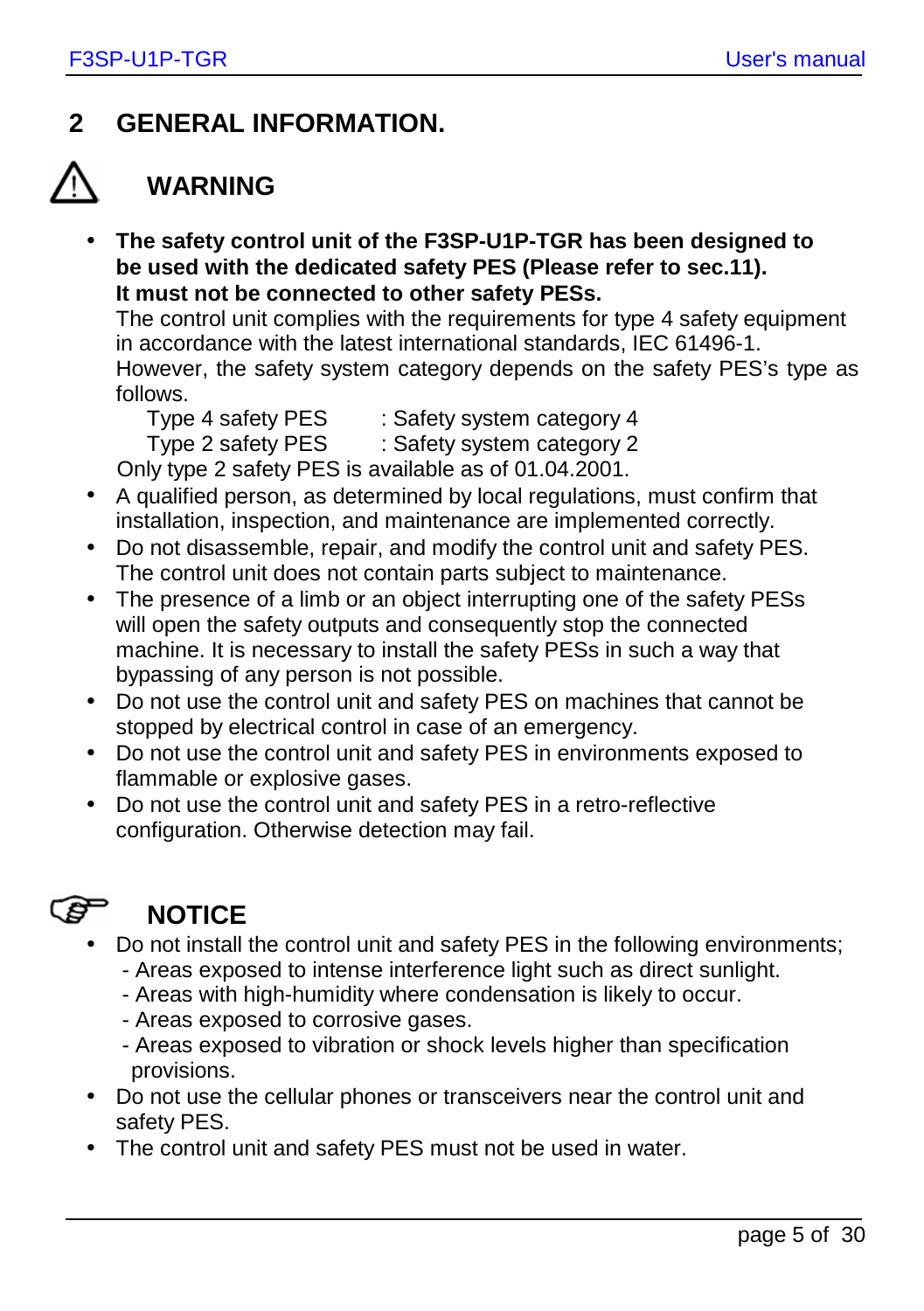## 2 GENERAL INFORMATION.

### ⚠ WARNING

- **The safety control unit of the F3SP-U1P-TGR has been designed to be used with the dedicated safety PES (Please refer to sec.11). It must not be connected to other safety PESs.**
  The control unit complies with the requirements for type 4 safety equipment in accordance with the latest international standards, IEC 61496-1.
  However, the safety system category depends on the safety PES's type as follows.
  Type 4 safety PES : Safety system category 4
  Type 2 safety PES : Safety system category 2
  Only type 2 safety PES is available as of 01.04.2001.
- A qualified person, as determined by local regulations, must confirm that installation, inspection, and maintenance are implemented correctly.
- Do not disassemble, repair, and modify the control unit and safety PES. The control unit does not contain parts subject to maintenance.
- The presence of a limb or an object interrupting one of the safety PESs will open the safety outputs and consequently stop the connected machine. It is necessary to install the safety PESs in such a way that bypassing of any person is not possible.
- Do not use the control unit and safety PES on machines that cannot be stopped by electrical control in case of an emergency.
- Do not use the control unit and safety PES in environments exposed to flammable or explosive gases.
- Do not use the control unit and safety PES in a retro-reflective configuration. Otherwise detection may fail.

### NOTICE

- Do not install the control unit and safety PES in the following environments;
  - Areas exposed to intense interference light such as direct sunlight.
  - Areas with high-humidity where condensation is likely to occur.
  - Areas exposed to corrosive gases.
  - Areas exposed to vibration or shock levels higher than specification provisions.
- Do not use the cellular phones or transceivers near the control unit and safety PES.
- The control unit and safety PES must not be used in water.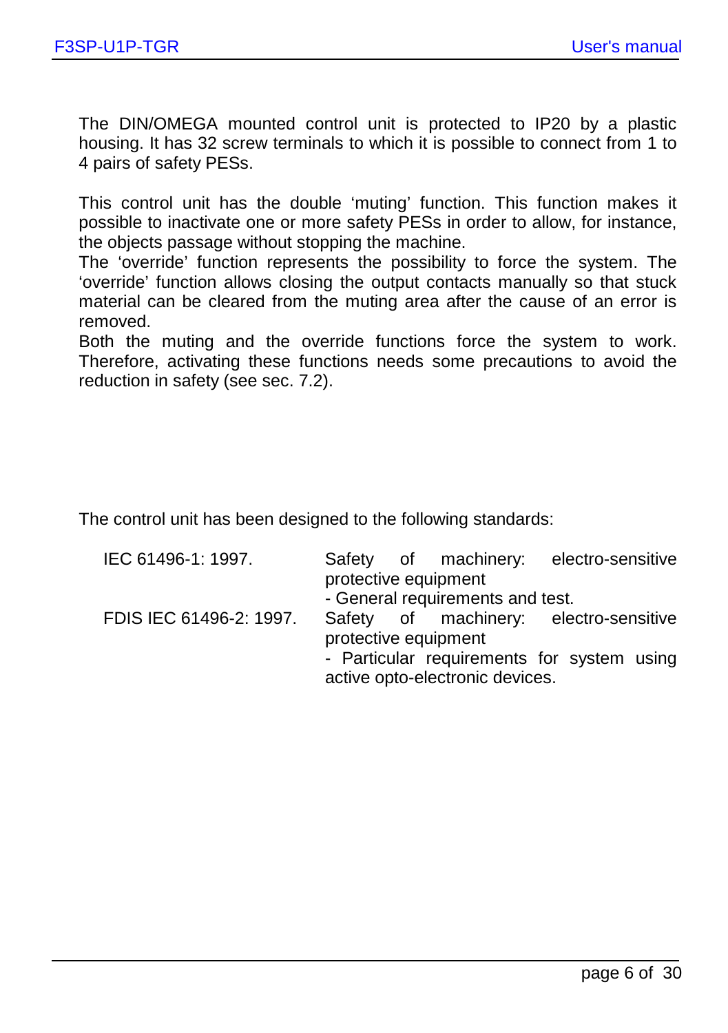The DIN/OMEGA mounted control unit is protected to IP20 by a plastic housing. It has 32 screw terminals to which it is possible to connect from 1 to 4 pairs of safety PESs.

This control unit has the double 'muting' function. This function makes it possible to inactivate one or more safety PESs in order to allow, for instance, the objects passage without stopping the machine.
The 'override' function represents the possibility to force the system. The 'override' function allows closing the output contacts manually so that stuck material can be cleared from the muting area after the cause of an error is removed.
Both the muting and the override functions force the system to work. Therefore, activating these functions needs some precautions to avoid the reduction in safety (see sec. 7.2).

The control unit has been designed to the following standards:

| | |
|---|---|
| IEC 61496-1: 1997. | Safety of machinery: electro-sensitive protective equipment<br>- General requirements and test. |
| FDIS IEC 61496-2: 1997. | Safety of machinery: electro-sensitive protective equipment<br>- Particular requirements for system using active opto-electronic devices. |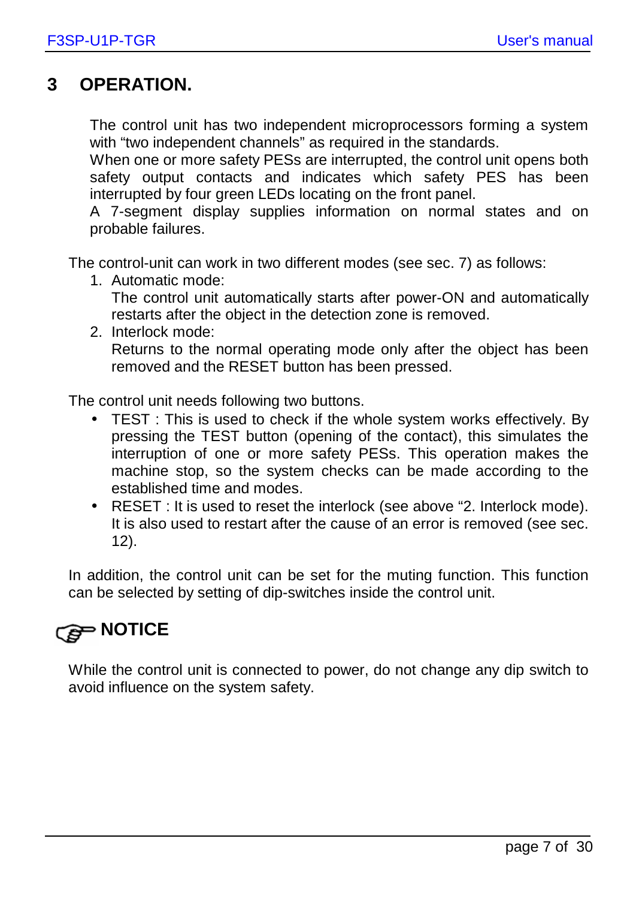# 3 OPERATION.

The control unit has two independent microprocessors forming a system with "two independent channels" as required in the standards.
When one or more safety PESs are interrupted, the control unit opens both safety output contacts and indicates which safety PES has been interrupted by four green LEDs locating on the front panel.
A 7-segment display supplies information on normal states and on probable failures.

The control-unit can work in two different modes (see sec. 7) as follows:

1. Automatic mode:
   The control unit automatically starts after power-ON and automatically restarts after the object in the detection zone is removed.
2. Interlock mode:
   Returns to the normal operating mode only after the object has been removed and the RESET button has been pressed.

The control unit needs following two buttons.

- TEST : This is used to check if the whole system works effectively. By pressing the TEST button (opening of the contact), this simulates the interruption of one or more safety PESs. This operation makes the machine stop, so the system checks can be made according to the established time and modes.
- RESET : It is used to reset the interlock (see above "2. Interlock mode). It is also used to restart after the cause of an error is removed (see sec. 12).

In addition, the control unit can be set for the muting function. This function can be selected by setting of dip-switches inside the control unit.

## NOTICE

While the control unit is connected to power, do not change any dip switch to avoid influence on the system safety.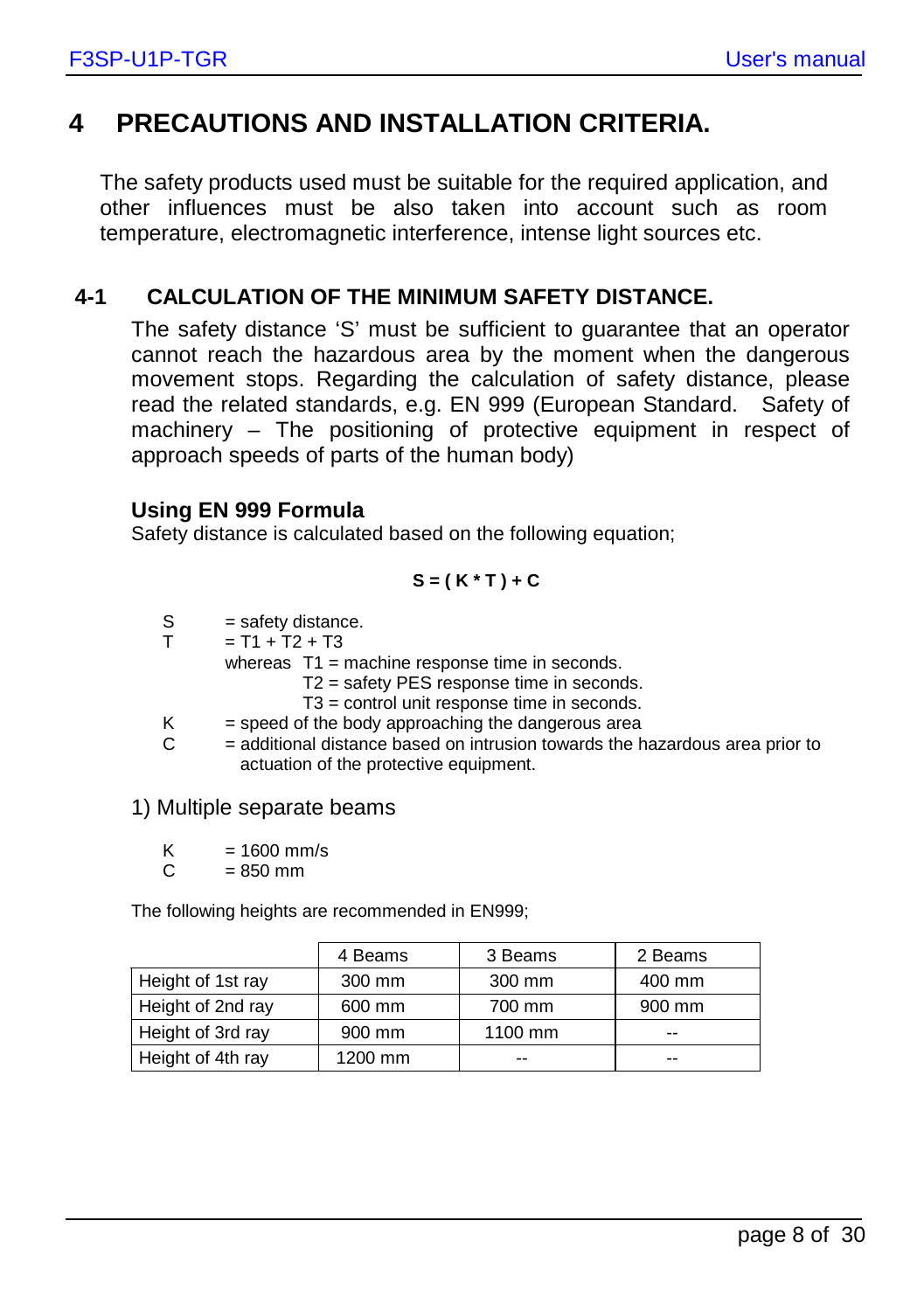# 4 PRECAUTIONS AND INSTALLATION CRITERIA.

The safety products used must be suitable for the required application, and other influences must be also taken into account such as room temperature, electromagnetic interference, intense light sources etc.

## 4-1 CALCULATION OF THE MINIMUM SAFETY DISTANCE.

The safety distance 'S' must be sufficient to guarantee that an operator cannot reach the hazardous area by the moment when the dangerous movement stops. Regarding the calculation of safety distance, please read the related standards, e.g. EN 999 (European Standard. Safety of machinery – The positioning of protective equipment in respect of approach speeds of parts of the human body)

### Using EN 999 Formula

Safety distance is calculated based on the following equation;

$$S = ( K * T ) + C$$

- S = safety distance.
- T = T1 + T2 + T3
  - whereas T1 = machine response time in seconds.
  - T2 = safety PES response time in seconds.
  - T3 = control unit response time in seconds.
- K = speed of the body approaching the dangerous area
- C = additional distance based on intrusion towards the hazardous area prior to actuation of the protective equipment.

1) Multiple separate beams

- K = 1600 mm/s
- C = 850 mm

The following heights are recommended in EN999;

| | 4 Beams | 3 Beams | 2 Beams |
|---|---|---|---|
| Height of 1st ray | 300 mm | 300 mm | 400 mm |
| Height of 2nd ray | 600 mm | 700 mm | 900 mm |
| Height of 3rd ray | 900 mm | 1100 mm | -- |
| Height of 4th ray | 1200 mm | -- | -- |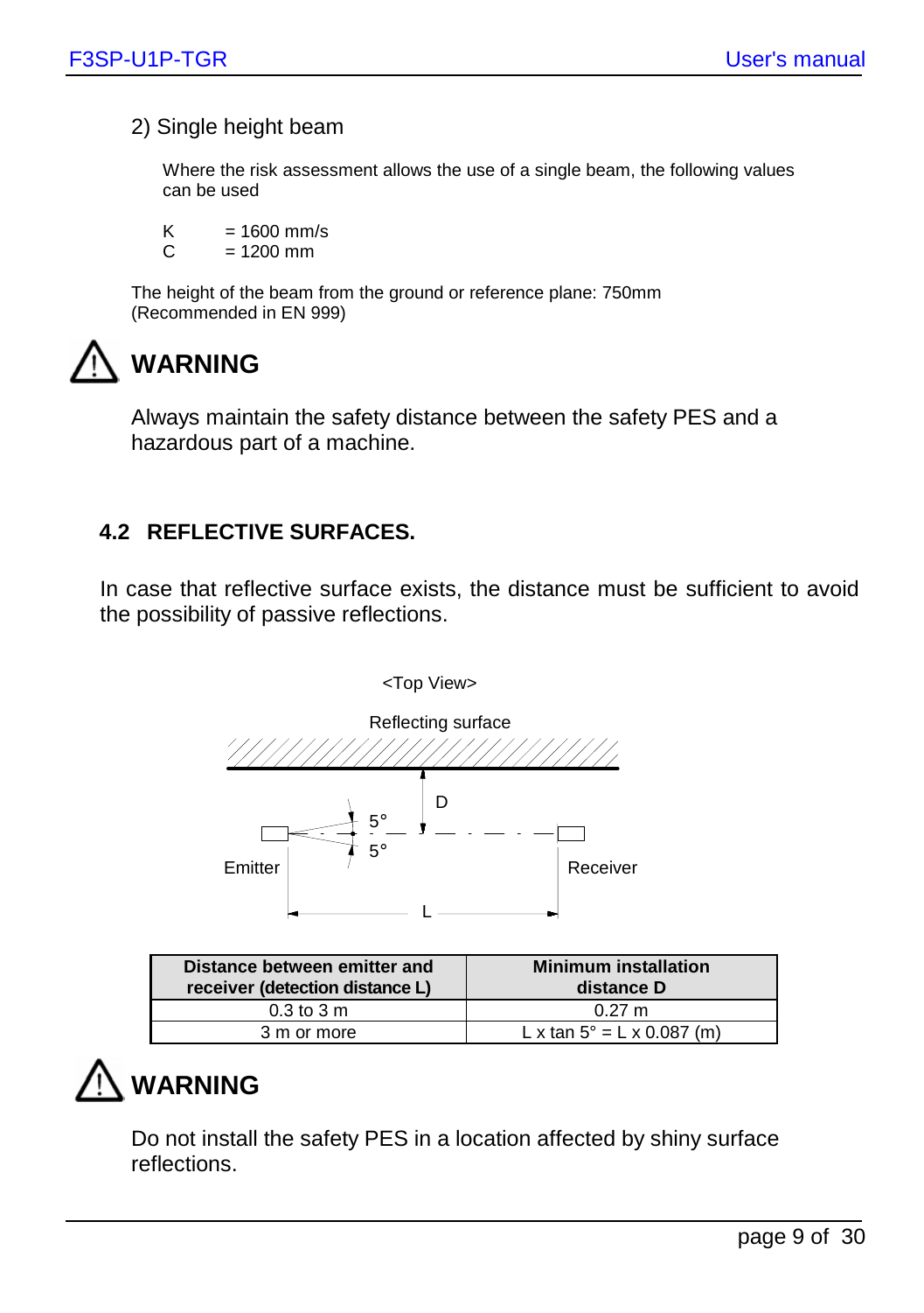2) Single height beam

Where the risk assessment allows the use of a single beam, the following values can be used

K = 1600 mm/s
C = 1200 mm

The height of the beam from the ground or reference plane: 750mm
(Recommended in EN 999)

### WARNING

Always maintain the safety distance between the safety PES and a hazardous part of a machine.

## 4.2 REFLECTIVE SURFACES.

In case that reflective surface exists, the distance must be sufficient to avoid the possibility of passive reflections.

<Top View>

Reflecting surface

D

5°

5°

Emitter

Receiver

L

| Distance between emitter and receiver (detection distance L) | Minimum installation distance D |
|---|---|
| 0.3 to 3 m | 0.27 m |
| 3 m or more | L x tan 5° = L x 0.087 (m) |

### WARNING

Do not install the safety PES in a location affected by shiny surface reflections.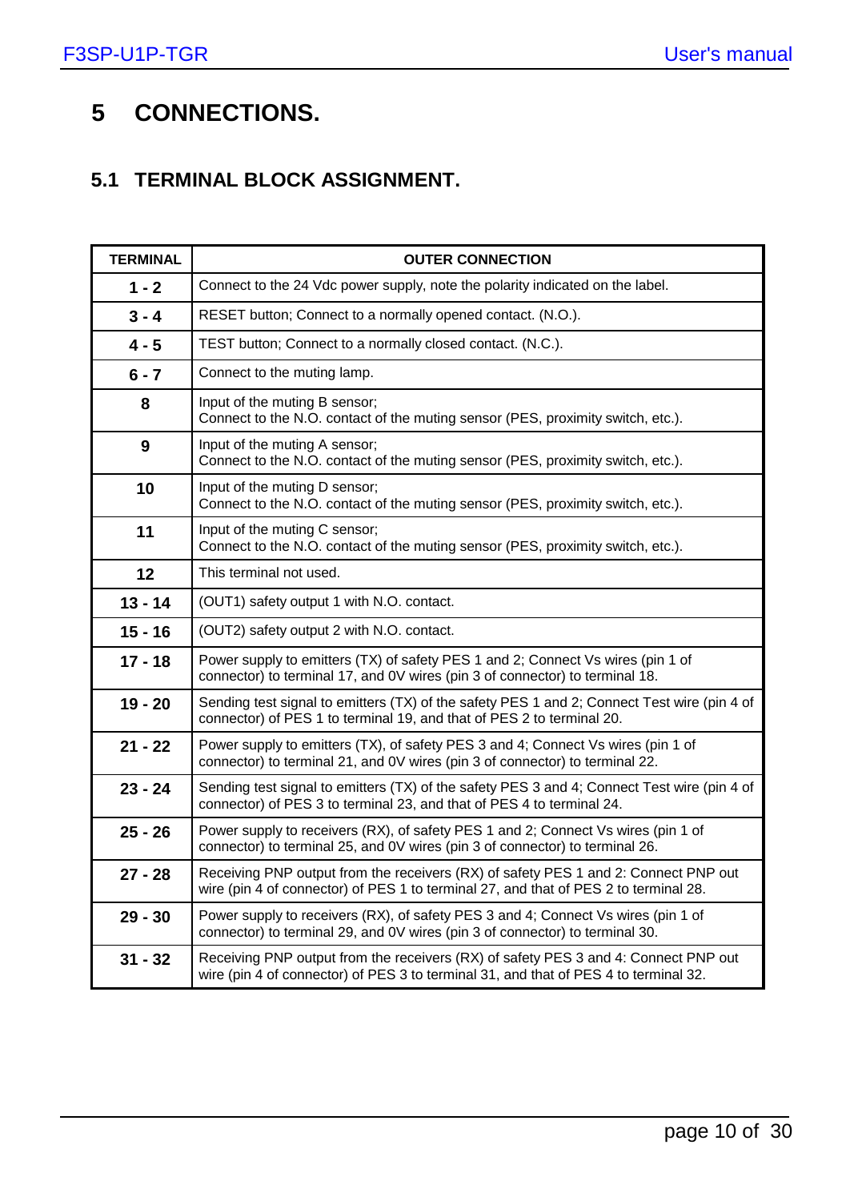# 5 CONNECTIONS.

## 5.1 TERMINAL BLOCK ASSIGNMENT.

| TERMINAL | OUTER CONNECTION |
|---|---|
| **1 - 2** | Connect to the 24 Vdc power supply, note the polarity indicated on the label. |
| **3 - 4** | RESET button; Connect to a normally opened contact. (N.O.). |
| **4 - 5** | TEST button; Connect to a normally closed contact. (N.C.). |
| **6 - 7** | Connect to the muting lamp. |
| **8** | Input of the muting B sensor;<br>Connect to the N.O. contact of the muting sensor (PES, proximity switch, etc.). |
| **9** | Input of the muting A sensor;<br>Connect to the N.O. contact of the muting sensor (PES, proximity switch, etc.). |
| **10** | Input of the muting D sensor;<br>Connect to the N.O. contact of the muting sensor (PES, proximity switch, etc.). |
| **11** | Input of the muting C sensor;<br>Connect to the N.O. contact of the muting sensor (PES, proximity switch, etc.). |
| **12** | This terminal not used. |
| **13 - 14** | (OUT1) safety output 1 with N.O. contact. |
| **15 - 16** | (OUT2) safety output 2 with N.O. contact. |
| **17 - 18** | Power supply to emitters (TX) of safety PES 1 and 2; Connect Vs wires (pin 1 of connector) to terminal 17, and 0V wires (pin 3 of connector) to terminal 18. |
| **19 - 20** | Sending test signal to emitters (TX) of the safety PES 1 and 2; Connect Test wire (pin 4 of connector) of PES 1 to terminal 19, and that of PES 2 to terminal 20. |
| **21 - 22** | Power supply to emitters (TX), of safety PES 3 and 4; Connect Vs wires (pin 1 of connector) to terminal 21, and 0V wires (pin 3 of connector) to terminal 22. |
| **23 - 24** | Sending test signal to emitters (TX) of the safety PES 3 and 4; Connect Test wire (pin 4 of connector) of PES 3 to terminal 23, and that of PES 4 to terminal 24. |
| **25 - 26** | Power supply to receivers (RX), of safety PES 1 and 2; Connect Vs wires (pin 1 of connector) to terminal 25, and 0V wires (pin 3 of connector) to terminal 26. |
| **27 - 28** | Receiving PNP output from the receivers (RX) of safety PES 1 and 2: Connect PNP out wire (pin 4 of connector) of PES 1 to terminal 27, and that of PES 2 to terminal 28. |
| **29 - 30** | Power supply to receivers (RX), of safety PES 3 and 4; Connect Vs wires (pin 1 of connector) to terminal 29, and 0V wires (pin 3 of connector) to terminal 30. |
| **31 - 32** | Receiving PNP output from the receivers (RX) of safety PES 3 and 4: Connect PNP out wire (pin 4 of connector) of PES 3 to terminal 31, and that of PES 4 to terminal 32. |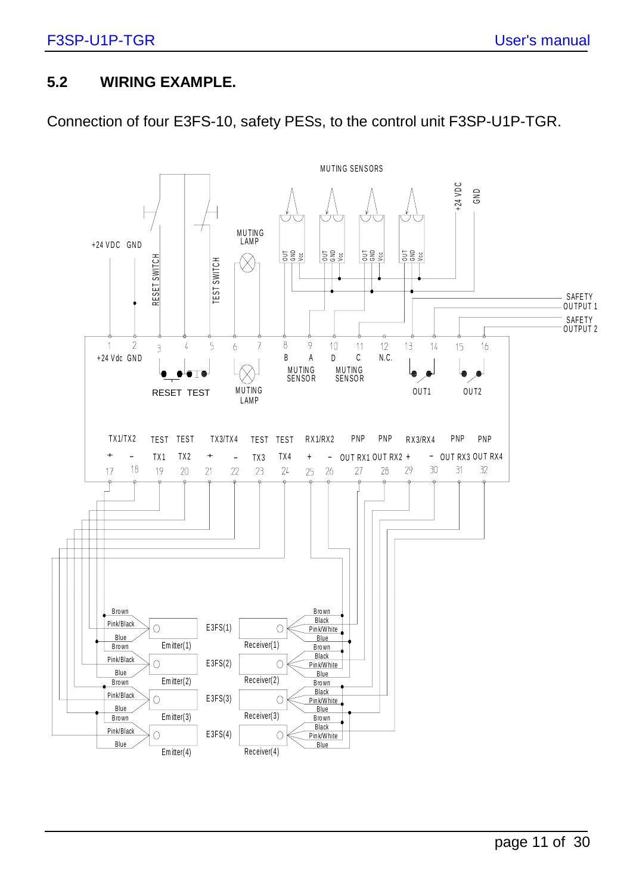## 5.2 WIRING EXAMPLE.

Connection of four E3FS-10, safety PESs, to the control unit F3SP-U1P-TGR.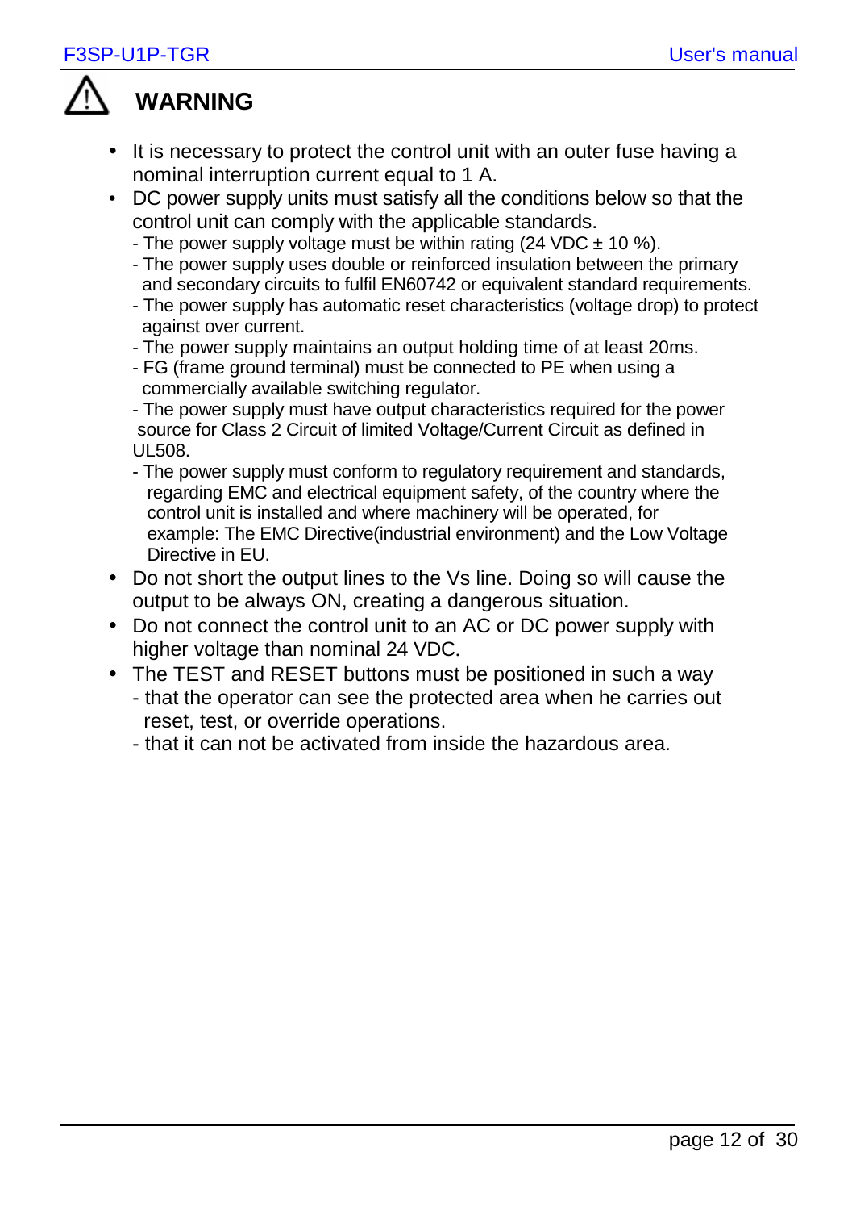## WARNING

- It is necessary to protect the control unit with an outer fuse having a nominal interruption current equal to 1 A.
- DC power supply units must satisfy all the conditions below so that the control unit can comply with the applicable standards.
  - The power supply voltage must be within rating (24 VDC ± 10 %).
  - The power supply uses double or reinforced insulation between the primary and secondary circuits to fulfil EN60742 or equivalent standard requirements.
  - The power supply has automatic reset characteristics (voltage drop) to protect against over current.
  - The power supply maintains an output holding time of at least 20ms.
  - FG (frame ground terminal) must be connected to PE when using a commercially available switching regulator.
  - The power supply must have output characteristics required for the power source for Class 2 Circuit of limited Voltage/Current Circuit as defined in UL508.
  - The power supply must conform to regulatory requirement and standards, regarding EMC and electrical equipment safety, of the country where the control unit is installed and where machinery will be operated, for example: The EMC Directive(industrial environment) and the Low Voltage Directive in EU.
- Do not short the output lines to the Vs line. Doing so will cause the output to be always ON, creating a dangerous situation.
- Do not connect the control unit to an AC or DC power supply with higher voltage than nominal 24 VDC.
- The TEST and RESET buttons must be positioned in such a way
  - that the operator can see the protected area when he carries out reset, test, or override operations.
  - that it can not be activated from inside the hazardous area.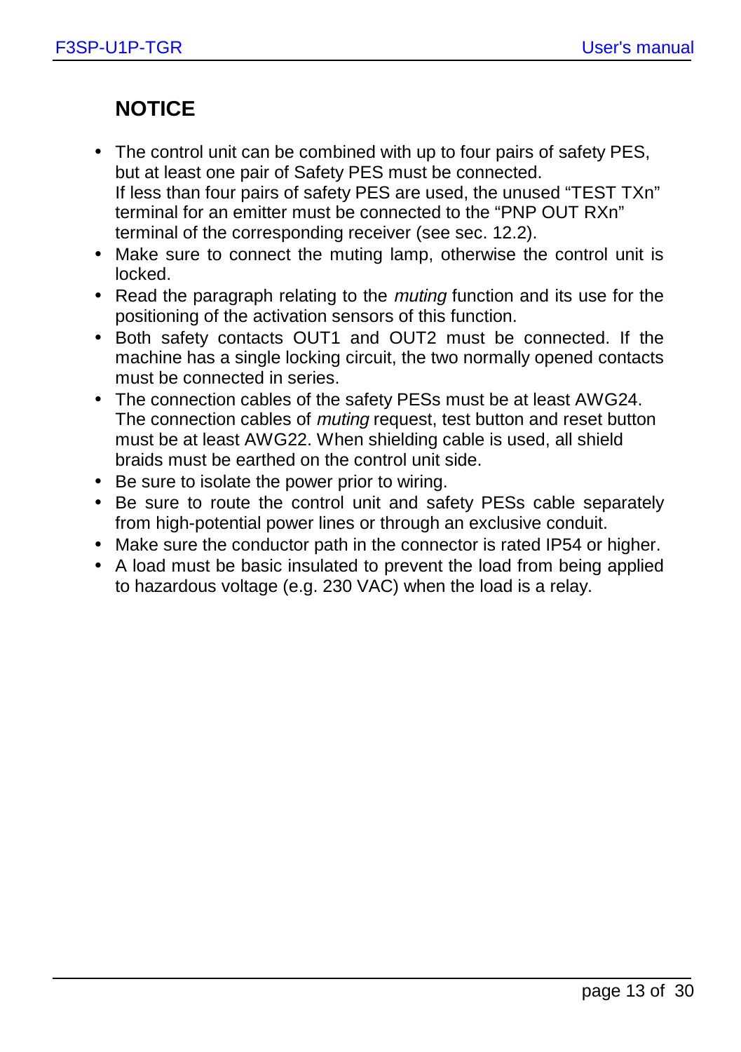## NOTICE

- The control unit can be combined with up to four pairs of safety PES, but at least one pair of Safety PES must be connected.
  If less than four pairs of safety PES are used, the unused "TEST TXn" terminal for an emitter must be connected to the "PNP OUT RXn" terminal of the corresponding receiver (see sec. 12.2).
- Make sure to connect the muting lamp, otherwise the control unit is locked.
- Read the paragraph relating to the *muting* function and its use for the positioning of the activation sensors of this function.
- Both safety contacts OUT1 and OUT2 must be connected. If the machine has a single locking circuit, the two normally opened contacts must be connected in series.
- The connection cables of the safety PESs must be at least AWG24.
  The connection cables of *muting* request, test button and reset button must be at least AWG22. When shielding cable is used, all shield braids must be earthed on the control unit side.
- Be sure to isolate the power prior to wiring.
- Be sure to route the control unit and safety PESs cable separately from high-potential power lines or through an exclusive conduit.
- Make sure the conductor path in the connector is rated IP54 or higher.
- A load must be basic insulated to prevent the load from being applied to hazardous voltage (e.g. 230 VAC) when the load is a relay.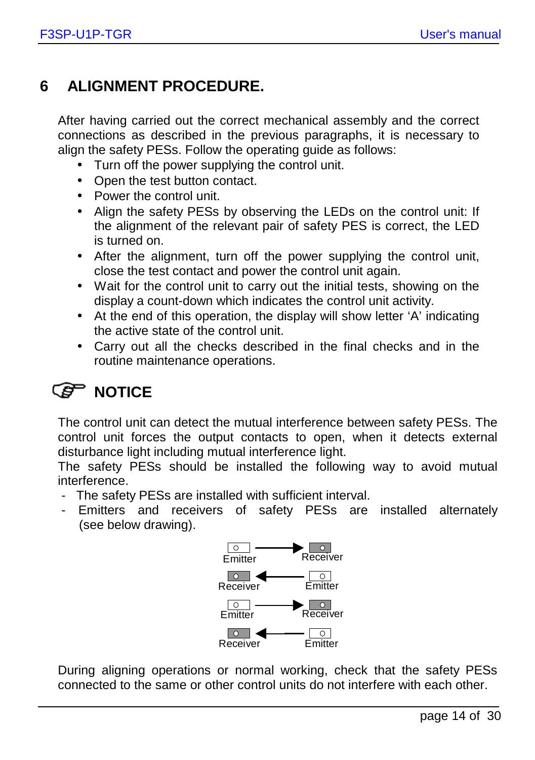# 6 ALIGNMENT PROCEDURE.

After having carried out the correct mechanical assembly and the correct connections as described in the previous paragraphs, it is necessary to align the safety PESs. Follow the operating guide as follows:

- Turn off the power supplying the control unit.
- Open the test button contact.
- Power the control unit.
- Align the safety PESs by observing the LEDs on the control unit: If the alignment of the relevant pair of safety PES is correct, the LED is turned on.
- After the alignment, turn off the power supplying the control unit, close the test contact and power the control unit again.
- Wait for the control unit to carry out the initial tests, showing on the display a count-down which indicates the control unit activity.
- At the end of this operation, the display will show letter ‘A’ indicating the active state of the control unit.
- Carry out all the checks described in the final checks and in the routine maintenance operations.

## NOTICE

The control unit can detect the mutual interference between safety PESs. The control unit forces the output contacts to open, when it detects external disturbance light including mutual interference light.
The safety PESs should be installed the following way to avoid mutual interference.

- The safety PESs are installed with sufficient interval.
- Emitters and receivers of safety PESs are installed alternately (see below drawing).

Emitter → Receiver
Receiver ← Emitter
Emitter → Receiver
Receiver ← Emitter

During aligning operations or normal working, check that the safety PESs connected to the same or other control units do not interfere with each other.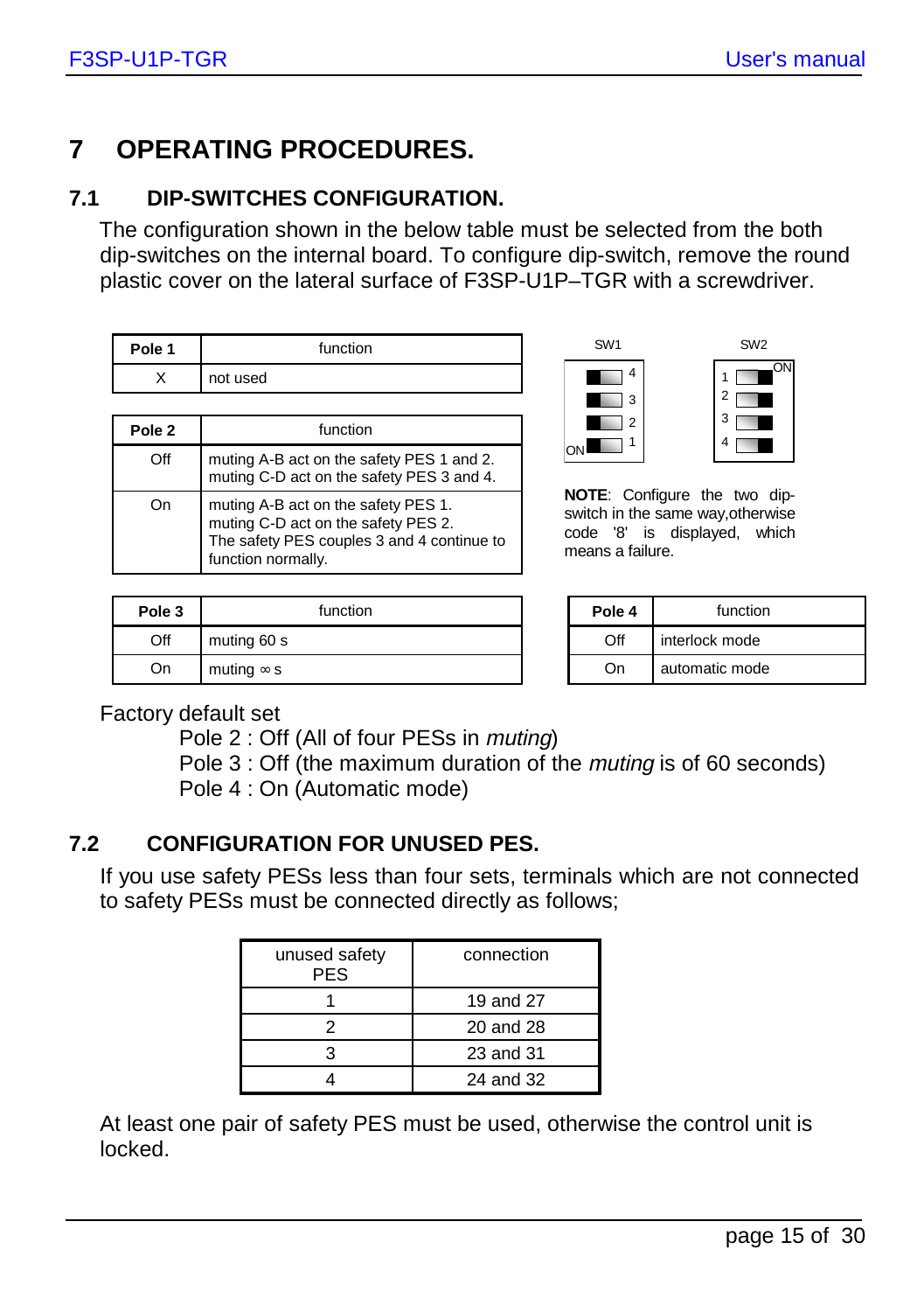# 7 OPERATING PROCEDURES.

## 7.1 DIP-SWITCHES CONFIGURATION.

The configuration shown in the below table must be selected from the both dip-switches on the internal board. To configure dip-switch, remove the round plastic cover on the lateral surface of F3SP-U1P–TGR with a screwdriver.

| Pole 1 | function |
|---|---|
| X | not used |

| Pole 2 | function |
|---|---|
| Off | muting A-B act on the safety PES 1 and 2. muting C-D act on the safety PES 3 and 4. |
| On | muting A-B act on the safety PES 1. muting C-D act on the safety PES 2. The safety PES couples 3 and 4 continue to function normally. |

SW1 SW2

**NOTE**: Configure the two dip-switch in the same way,otherwise code '8' is displayed, which means a failure.

| Pole 3 | function |
|---|---|
| Off | muting 60 s |
| On | muting ∞ s |

| Pole 4 | function |
|---|---|
| Off | interlock mode |
| On | automatic mode |

Factory default set

- Pole 2 : Off (All of four PESs in *muting*)
- Pole 3 : Off (the maximum duration of the *muting* is of 60 seconds)
- Pole 4 : On (Automatic mode)

## 7.2 CONFIGURATION FOR UNUSED PES.

If you use safety PESs less than four sets, terminals which are not connected to safety PESs must be connected directly as follows;

| unused safety PES | connection |
|---|---|
| 1 | 19 and 27 |
| 2 | 20 and 28 |
| 3 | 23 and 31 |
| 4 | 24 and 32 |

At least one pair of safety PES must be used, otherwise the control unit is locked.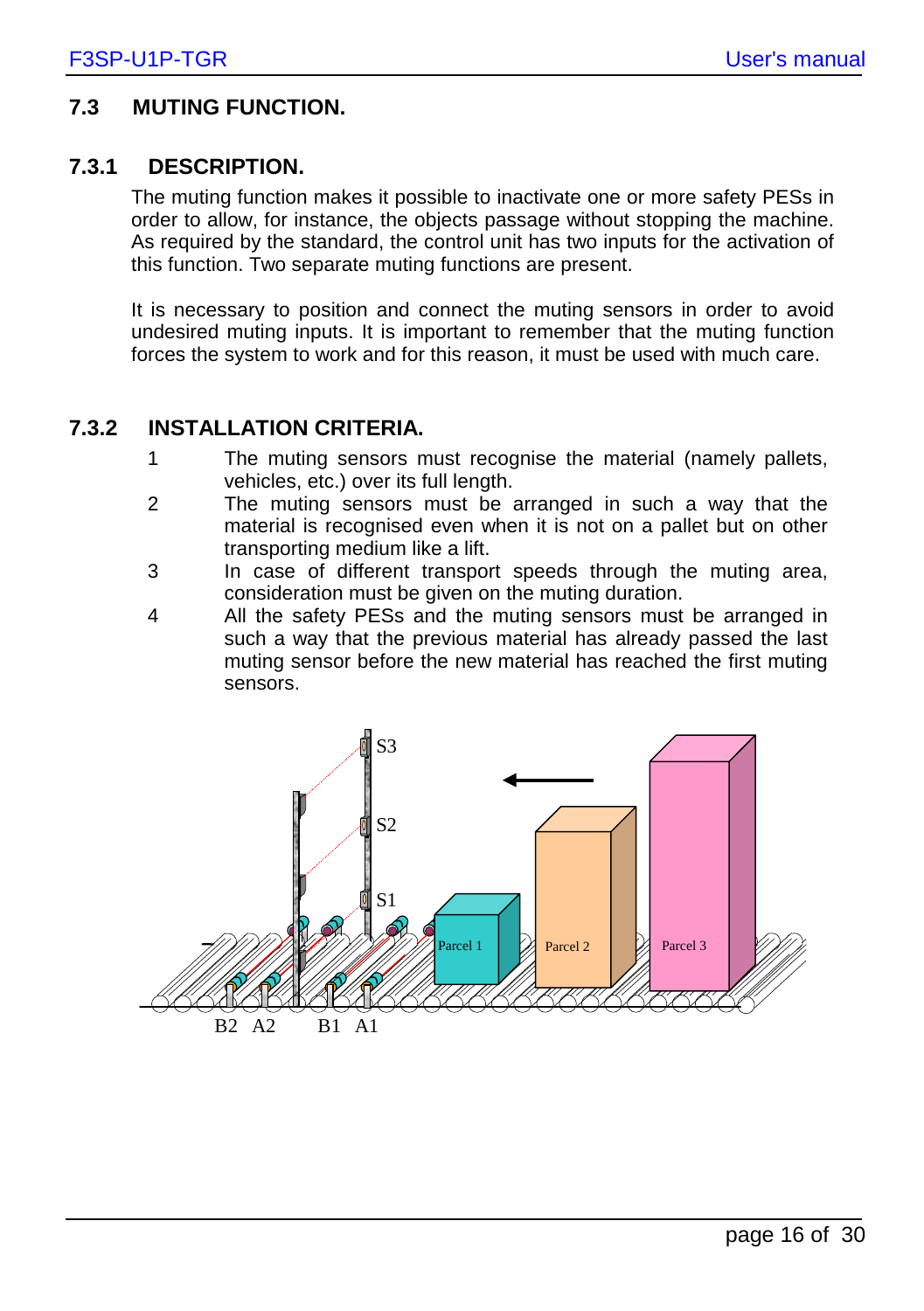## 7.3 MUTING FUNCTION.

### 7.3.1 DESCRIPTION.

The muting function makes it possible to inactivate one or more safety PESs in order to allow, for instance, the objects passage without stopping the machine. As required by the standard, the control unit has two inputs for the activation of this function. Two separate muting functions are present.

It is necessary to position and connect the muting sensors in order to avoid undesired muting inputs. It is important to remember that the muting function forces the system to work and for this reason, it must be used with much care.

### 7.3.2 INSTALLATION CRITERIA.

1. The muting sensors must recognise the material (namely pallets, vehicles, etc.) over its full length.
2. The muting sensors must be arranged in such a way that the material is recognised even when it is not on a pallet but on other transporting medium like a lift.
3. In case of different transport speeds through the muting area, consideration must be given on the muting duration.
4. All the safety PESs and the muting sensors must be arranged in such a way that the previous material has already passed the last muting sensor before the new material has reached the first muting sensors.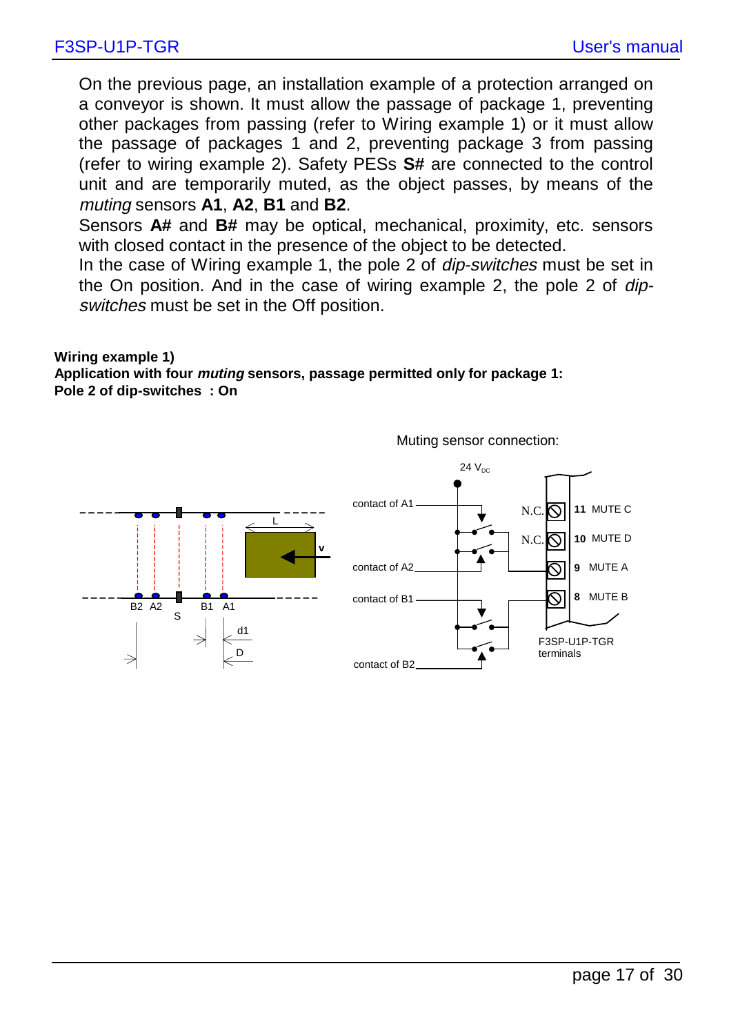On the previous page, an installation example of a protection arranged on a conveyor is shown. It must allow the passage of package 1, preventing other packages from passing (refer to Wiring example 1) or it must allow the passage of packages 1 and 2, preventing package 3 from passing (refer to wiring example 2). Safety PESs **S#** are connected to the control unit and are temporarily muted, as the object passes, by means of the *muting* sensors **A1**, **A2**, **B1** and **B2**.
Sensors **A#** and **B#** may be optical, mechanical, proximity, etc. sensors with closed contact in the presence of the object to be detected.
In the case of Wiring example 1, the pole 2 of *dip-switches* must be set in the On position. And in the case of wiring example 2, the pole 2 of *dip-switches* must be set in the Off position.

**Wiring example 1)**
**Application with four *muting* sensors, passage permitted only for package 1:**
**Pole 2 of dip-switches : On**

Muting sensor connection:

24 $V_{DC}$

contact of A1
contact of A2
contact of B1
contact of B2

N.C. 11 MUTE C
N.C. 10 MUTE D
9 MUTE A
8 MUTE B

F3SP-U1P-TGR terminals

B2 A2 S B1 A1 L v d1 D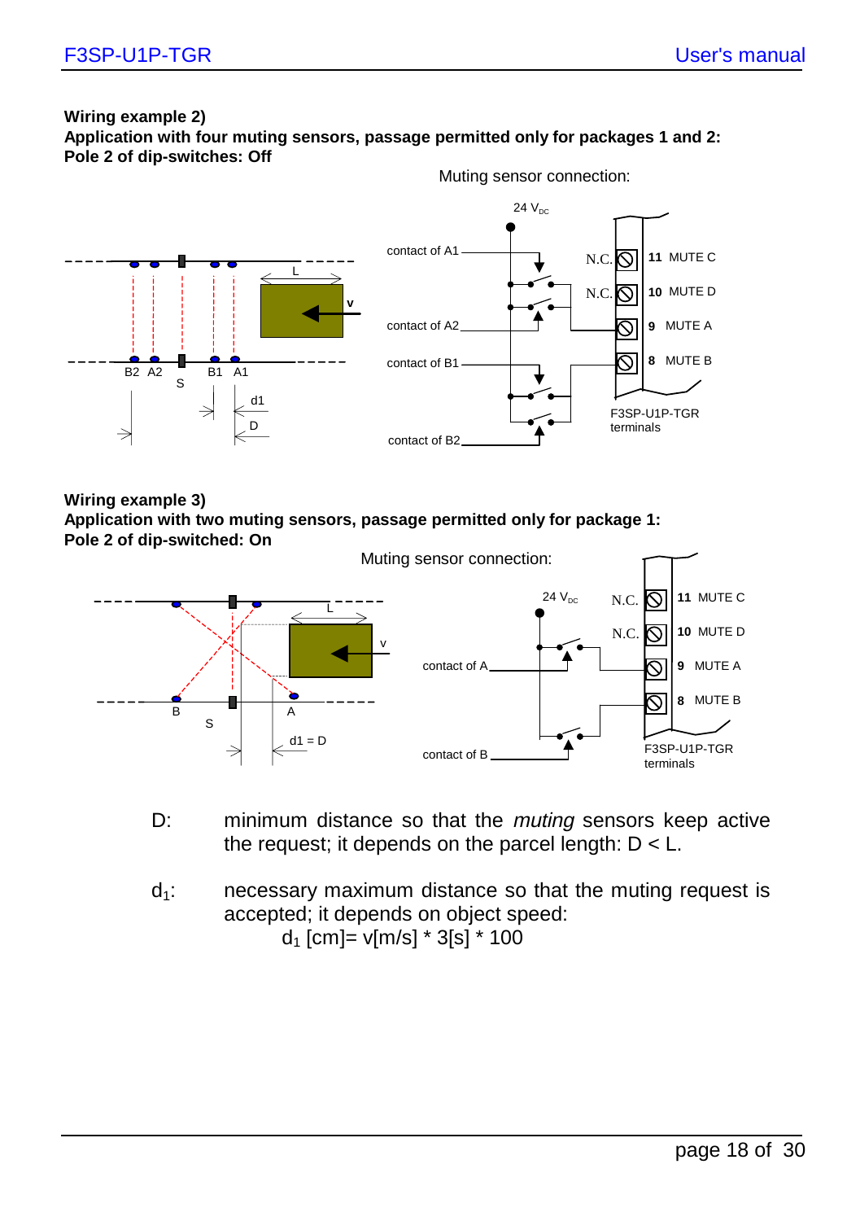**Wiring example 2)**
**Application with four muting sensors, passage permitted only for packages 1 and 2:**
**Pole 2 of dip-switches: Off**

Muting sensor connection:

**Wiring example 3)**
**Application with two muting sensors, passage permitted only for package 1:**
**Pole 2 of dip-switched: On**

Muting sensor connection:

D: minimum distance so that the *muting* sensors keep active the request; it depends on the parcel length: D < L.

$d_1$: necessary maximum distance so that the muting request is accepted; it depends on object speed:

$d_1$ [cm]= v[m/s] * 3[s] * 100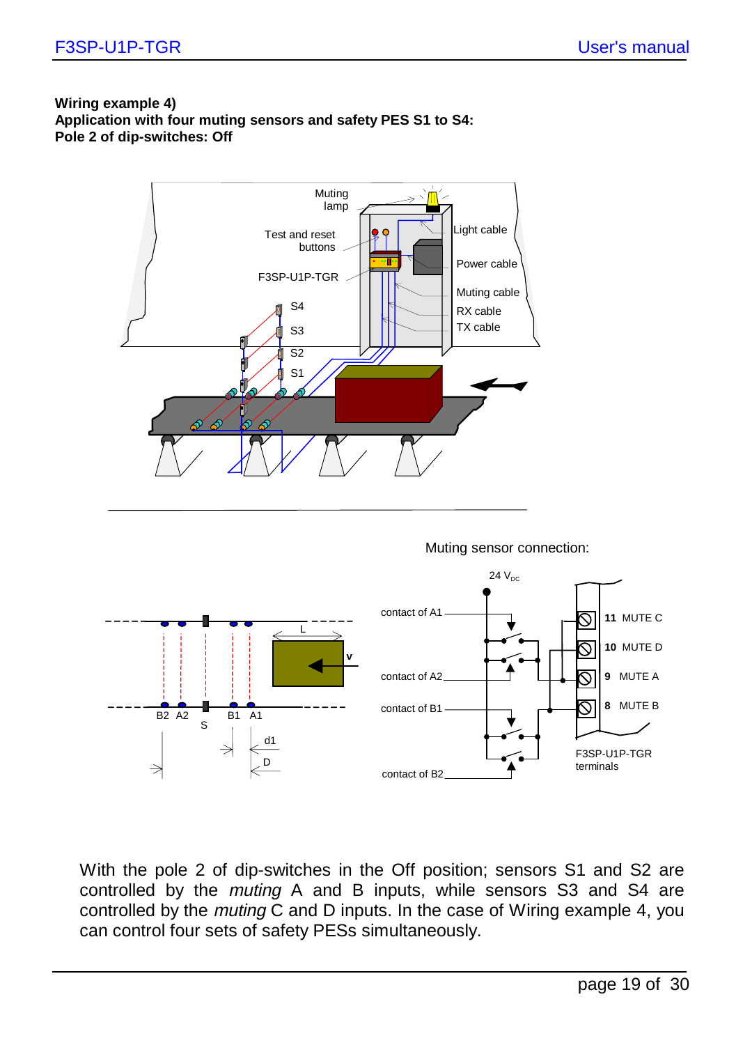**Wiring example 4)**
**Application with four muting sensors and safety PES S1 to S4:**
**Pole 2 of dip-switches: Off**

With the pole 2 of dip-switches in the Off position; sensors S1 and S2 are controlled by the *muting* A and B inputs, while sensors S3 and S4 are controlled by the *muting* C and D inputs. In the case of Wiring example 4, you can control four sets of safety PESs simultaneously.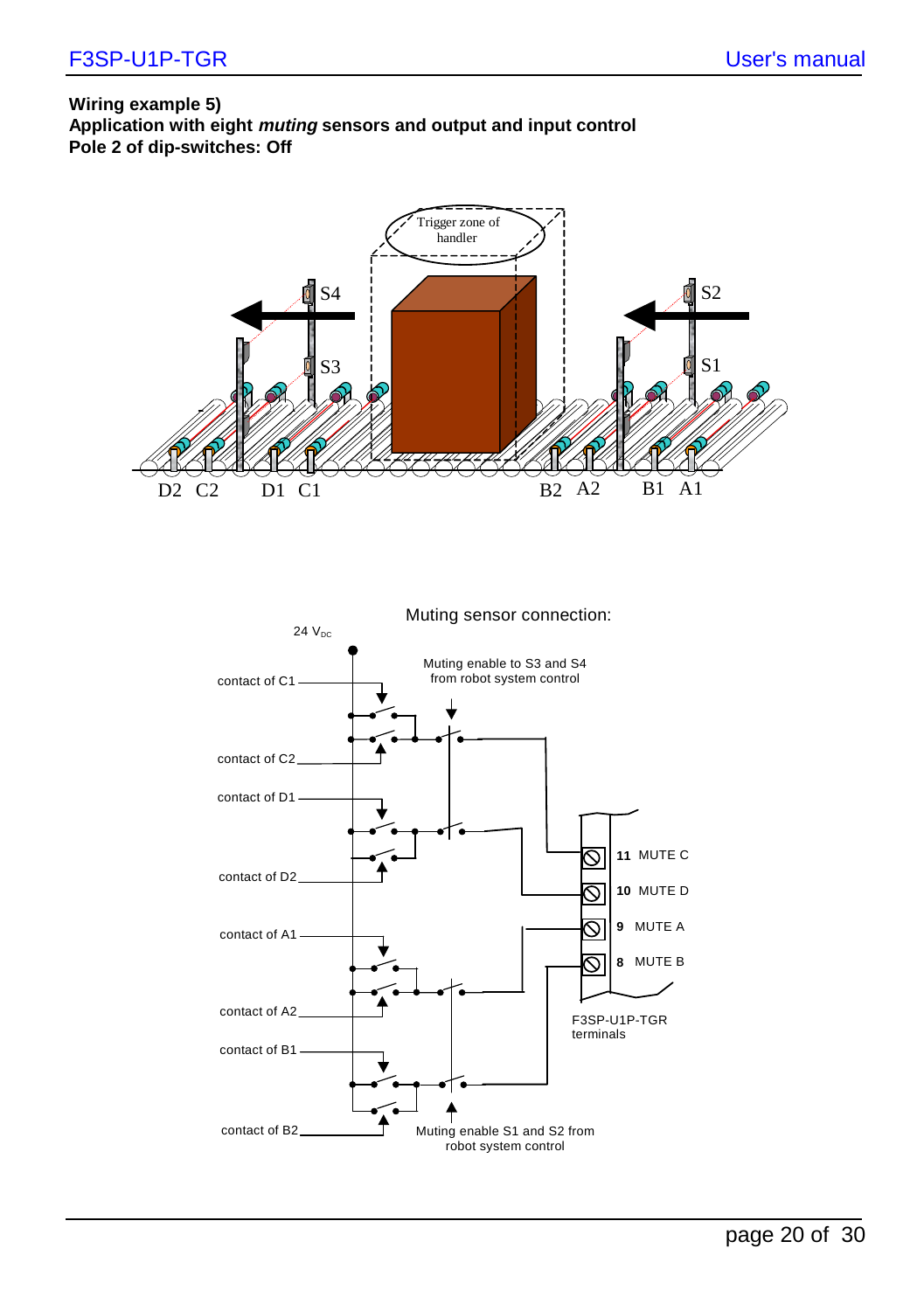**Wiring example 5)**
**Application with eight *muting* sensors and output and input control**
**Pole 2 of dip-switches: Off**

Trigger zone of handler

S4 S3 S2 S1

D2 C2 D1 C1 B2 A2 B1 A1

Muting sensor connection:

24 $V_{DC}$

Muting enable to S3 and S4 from robot system control

contact of C1

contact of C2

contact of D1

contact of D2

contact of A1

contact of A2

contact of B1

contact of B2

Muting enable S1 and S2 from robot system control

11 MUTE C

10 MUTE D

9 MUTE A

8 MUTE B

F3SP-U1P-TGR terminals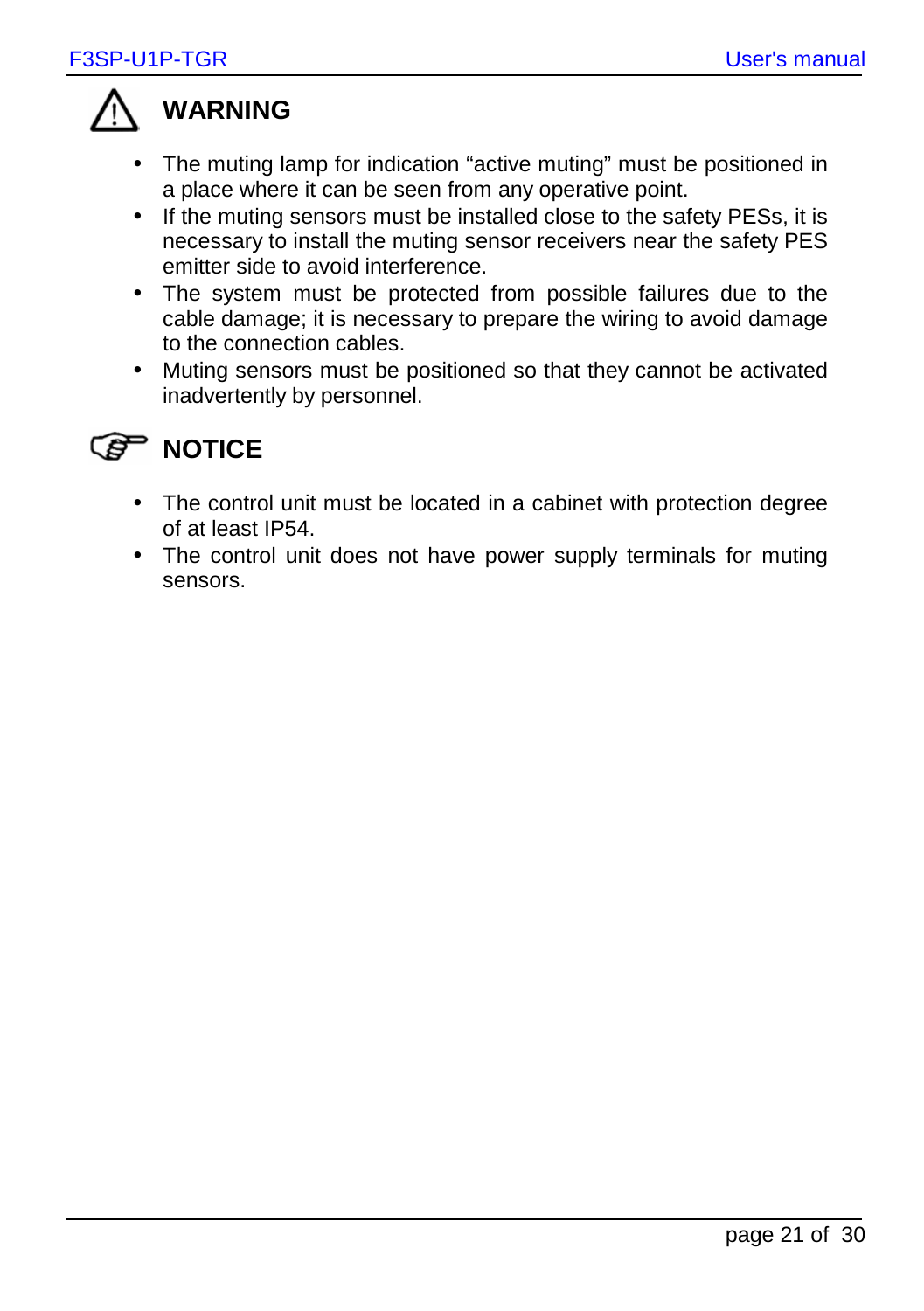## WARNING

- The muting lamp for indication “active muting” must be positioned in a place where it can be seen from any operative point.
- If the muting sensors must be installed close to the safety PESs, it is necessary to install the muting sensor receivers near the safety PES emitter side to avoid interference.
- The system must be protected from possible failures due to the cable damage; it is necessary to prepare the wiring to avoid damage to the connection cables.
- Muting sensors must be positioned so that they cannot be activated inadvertently by personnel.

## NOTICE

- The control unit must be located in a cabinet with protection degree of at least IP54.
- The control unit does not have power supply terminals for muting sensors.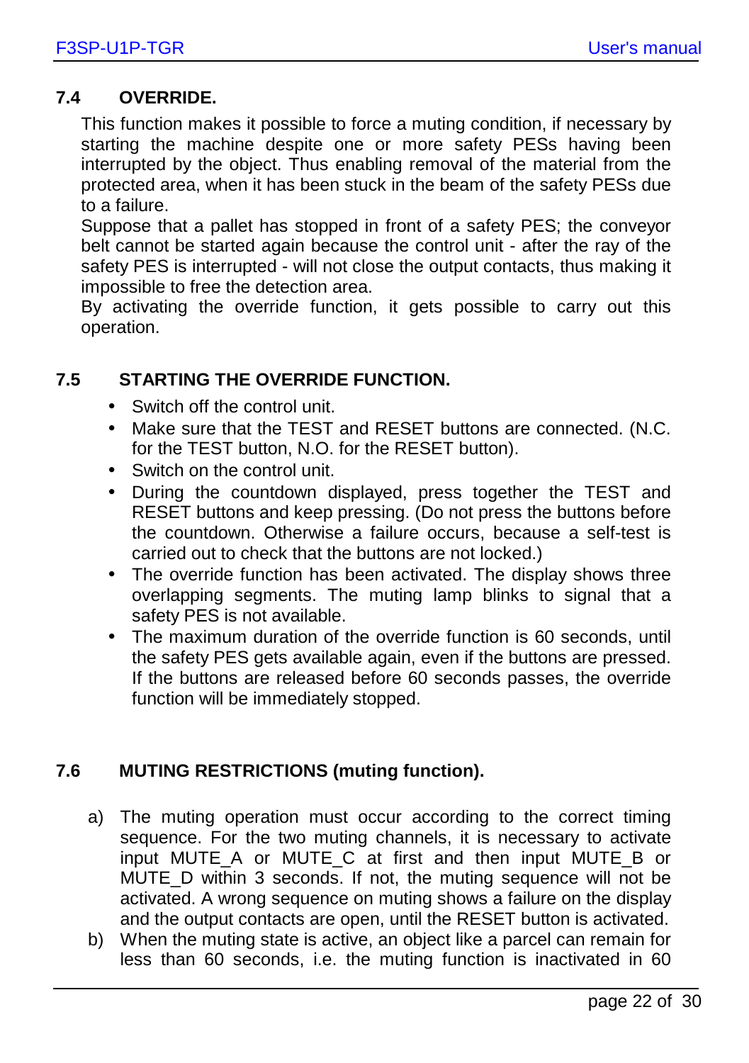## 7.4 OVERRIDE.

This function makes it possible to force a muting condition, if necessary by starting the machine despite one or more safety PESs having been interrupted by the object. Thus enabling removal of the material from the protected area, when it has been stuck in the beam of the safety PESs due to a failure.
Suppose that a pallet has stopped in front of a safety PES; the conveyor belt cannot be started again because the control unit - after the ray of the safety PES is interrupted - will not close the output contacts, thus making it impossible to free the detection area.
By activating the override function, it gets possible to carry out this operation.

## 7.5 STARTING THE OVERRIDE FUNCTION.

- Switch off the control unit.
- Make sure that the TEST and RESET buttons are connected. (N.C. for the TEST button, N.O. for the RESET button).
- Switch on the control unit.
- During the countdown displayed, press together the TEST and RESET buttons and keep pressing. (Do not press the buttons before the countdown. Otherwise a failure occurs, because a self-test is carried out to check that the buttons are not locked.)
- The override function has been activated. The display shows three overlapping segments. The muting lamp blinks to signal that a safety PES is not available.
- The maximum duration of the override function is 60 seconds, until the safety PES gets available again, even if the buttons are pressed. If the buttons are released before 60 seconds passes, the override function will be immediately stopped.

## 7.6 MUTING RESTRICTIONS (muting function).

a) The muting operation must occur according to the correct timing sequence. For the two muting channels, it is necessary to activate input MUTE_A or MUTE_C at first and then input MUTE_B or MUTE_D within 3 seconds. If not, the muting sequence will not be activated. A wrong sequence on muting shows a failure on the display and the output contacts are open, until the RESET button is activated.

b) When the muting state is active, an object like a parcel can remain for less than 60 seconds, i.e. the muting function is inactivated in 60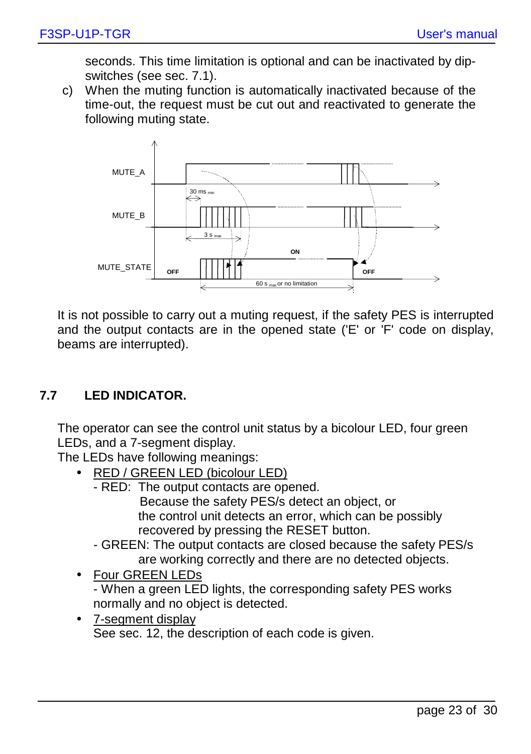seconds. This time limitation is optional and can be inactivated by dip-switches (see sec. 7.1).

c) When the muting function is automatically inactivated because of the time-out, the request must be cut out and reactivated to generate the following muting state.

It is not possible to carry out a muting request, if the safety PES is interrupted and the output contacts are in the opened state ('E' or 'F' code on display, beams are interrupted).

## 7.7 LED INDICATOR.

The operator can see the control unit status by a bicolour LED, four green LEDs, and a 7-segment display.
The LEDs have following meanings:

- RED / GREEN LED (bicolour LED)
  - RED: The output contacts are opened.
    Because the safety PES/s detect an object, or
    the control unit detects an error, which can be possibly recovered by pressing the RESET button.
  - GREEN: The output contacts are closed because the safety PES/s are working correctly and there are no detected objects.
- Four GREEN LEDs
  - When a green LED lights, the corresponding safety PES works normally and no object is detected.
- 7-segment display
  See sec. 12, the description of each code is given.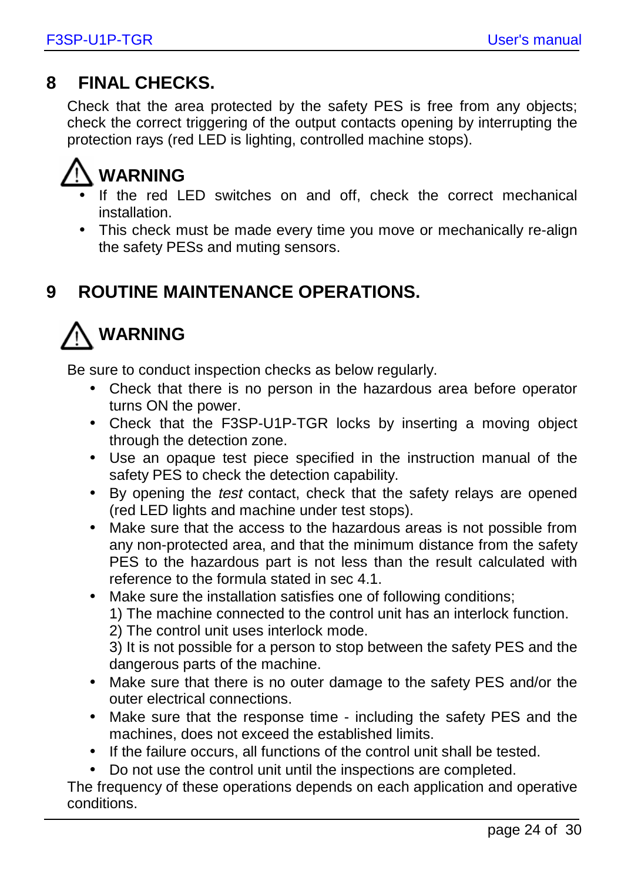# 8 FINAL CHECKS.

Check that the area protected by the safety PES is free from any objects; check the correct triggering of the output contacts opening by interrupting the protection rays (red LED is lighting, controlled machine stops).

**WARNING**

- If the red LED switches on and off, check the correct mechanical installation.
- This check must be made every time you move or mechanically re-align the safety PESs and muting sensors.

# 9 ROUTINE MAINTENANCE OPERATIONS.

**WARNING**

Be sure to conduct inspection checks as below regularly.

- Check that there is no person in the hazardous area before operator turns ON the power.
- Check that the F3SP-U1P-TGR locks by inserting a moving object through the detection zone.
- Use an opaque test piece specified in the instruction manual of the safety PES to check the detection capability.
- By opening the *test* contact, check that the safety relays are opened (red LED lights and machine under test stops).
- Make sure that the access to the hazardous areas is not possible from any non-protected area, and that the minimum distance from the safety PES to the hazardous part is not less than the result calculated with reference to the formula stated in sec 4.1.
- Make sure the installation satisfies one of following conditions;
  1) The machine connected to the control unit has an interlock function.
  2) The control unit uses interlock mode.
  3) It is not possible for a person to stop between the safety PES and the dangerous parts of the machine.
- Make sure that there is no outer damage to the safety PES and/or the outer electrical connections.
- Make sure that the response time - including the safety PES and the machines, does not exceed the established limits.
- If the failure occurs, all functions of the control unit shall be tested.
- Do not use the control unit until the inspections are completed.

The frequency of these operations depends on each application and operative conditions.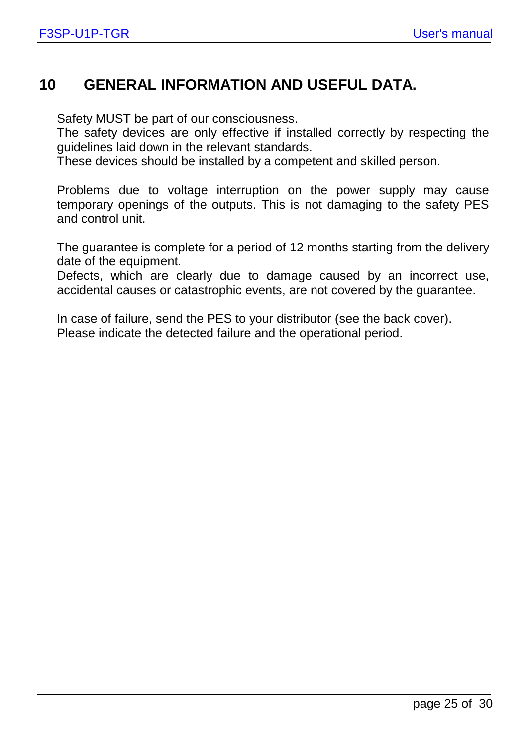# 10 GENERAL INFORMATION AND USEFUL DATA.

Safety MUST be part of our consciousness.
The safety devices are only effective if installed correctly by respecting the guidelines laid down in the relevant standards.
These devices should be installed by a competent and skilled person.

Problems due to voltage interruption on the power supply may cause temporary openings of the outputs. This is not damaging to the safety PES and control unit.

The guarantee is complete for a period of 12 months starting from the delivery date of the equipment.
Defects, which are clearly due to damage caused by an incorrect use, accidental causes or catastrophic events, are not covered by the guarantee.

In case of failure, send the PES to your distributor (see the back cover).
Please indicate the detected failure and the operational period.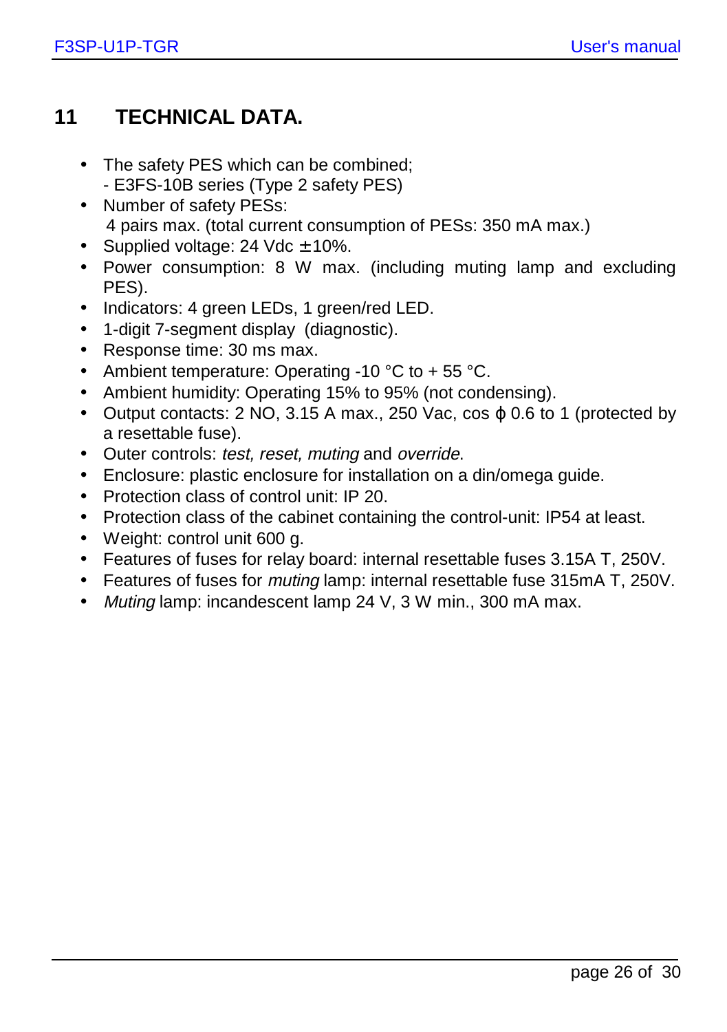## 11 TECHNICAL DATA.

- The safety PES which can be combined;
  - E3FS-10B series (Type 2 safety PES)
- Number of safety PESs:
  4 pairs max. (total current consumption of PESs: 350 mA max.)
- Supplied voltage: 24 Vdc ± 10%.
- Power consumption: 8 W max. (including muting lamp and excluding PES).
- Indicators: 4 green LEDs, 1 green/red LED.
- 1-digit 7-segment display (diagnostic).
- Response time: 30 ms max.
- Ambient temperature: Operating -10 °C to + 55 °C.
- Ambient humidity: Operating 15% to 95% (not condensing).
- Output contacts: 2 NO, 3.15 A max., 250 Vac, cos $\varphi$ 0.6 to 1 (protected by a resettable fuse).
- Outer controls: *test, reset, muting* and *override*.
- Enclosure: plastic enclosure for installation on a din/omega guide.
- Protection class of control unit: IP 20.
- Protection class of the cabinet containing the control-unit: IP54 at least.
- Weight: control unit 600 g.
- Features of fuses for relay board: internal resettable fuses 3.15A T, 250V.
- Features of fuses for *muting* lamp: internal resettable fuse 315mA T, 250V.
- *Muting* lamp: incandescent lamp 24 V, 3 W min., 300 mA max.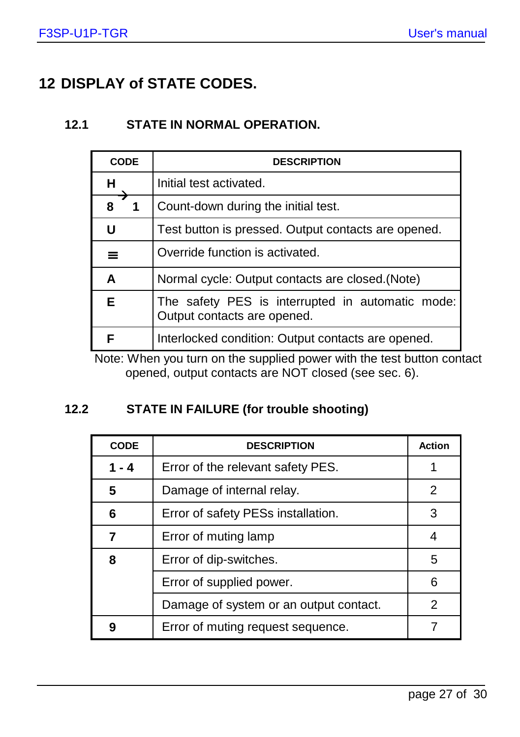# 12 DISPLAY of STATE CODES.

## 12.1 STATE IN NORMAL OPERATION.

| CODE | DESCRIPTION |
|---|---|
| **H** | Initial test activated. |
| **8 → 1** | Count-down during the initial test. |
| **U** | Test button is pressed. Output contacts are opened. |
| **≡** | Override function is activated. |
| **A** | Normal cycle: Output contacts are closed.(Note) |
| **E** | The safety PES is interrupted in automatic mode: Output contacts are opened. |
| **F** | Interlocked condition: Output contacts are opened. |

Note: When you turn on the supplied power with the test button contact opened, output contacts are NOT closed (see sec. 6).

## 12.2 STATE IN FAILURE (for trouble shooting)

| CODE | DESCRIPTION | Action |
|---|---|---|
| **1 - 4** | Error of the relevant safety PES. | 1 |
| **5** | Damage of internal relay. | 2 |
| **6** | Error of safety PESs installation. | 3 |
| **7** | Error of muting lamp | 4 |
| **8** | Error of dip-switches. | 5 |
| | Error of supplied power. | 6 |
| | Damage of system or an output contact. | 2 |
| **9** | Error of muting request sequence. | 7 |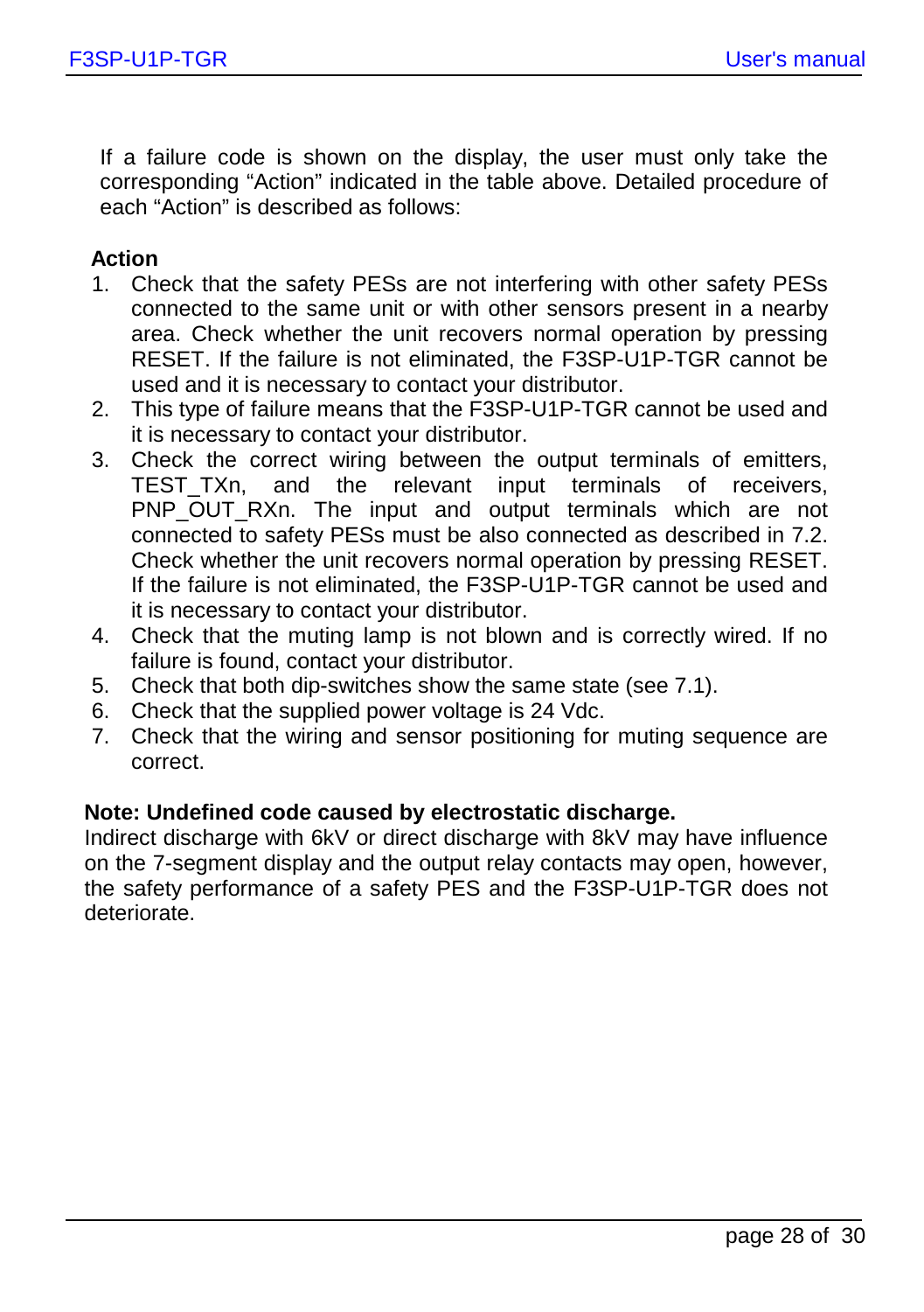If a failure code is shown on the display, the user must only take the corresponding "Action" indicated in the table above. Detailed procedure of each "Action" is described as follows:

**Action**

1. Check that the safety PESs are not interfering with other safety PESs connected to the same unit or with other sensors present in a nearby area. Check whether the unit recovers normal operation by pressing RESET. If the failure is not eliminated, the F3SP-U1P-TGR cannot be used and it is necessary to contact your distributor.
2. This type of failure means that the F3SP-U1P-TGR cannot be used and it is necessary to contact your distributor.
3. Check the correct wiring between the output terminals of emitters, TEST_TXn, and the relevant input terminals of receivers, PNP_OUT_RXn. The input and output terminals which are not connected to safety PESs must be also connected as described in 7.2. Check whether the unit recovers normal operation by pressing RESET. If the failure is not eliminated, the F3SP-U1P-TGR cannot be used and it is necessary to contact your distributor.
4. Check that the muting lamp is not blown and is correctly wired. If no failure is found, contact your distributor.
5. Check that both dip-switches show the same state (see 7.1).
6. Check that the supplied power voltage is 24 Vdc.
7. Check that the wiring and sensor positioning for muting sequence are correct.

**Note: Undefined code caused by electrostatic discharge.**
Indirect discharge with 6kV or direct discharge with 8kV may have influence on the 7-segment display and the output relay contacts may open, however, the safety performance of a safety PES and the F3SP-U1P-TGR does not deteriorate.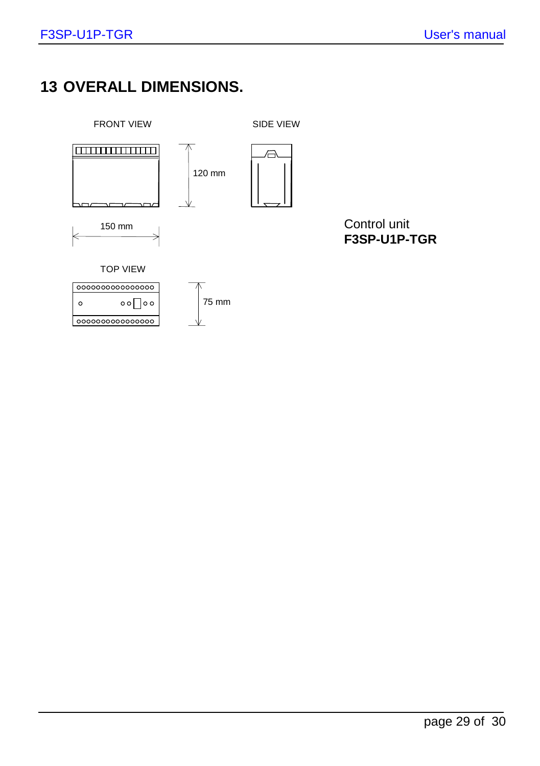# 13 OVERALL DIMENSIONS.

FRONT VIEW

SIDE VIEW

120 mm

150 mm

Control unit
**F3SP-U1P-TGR**

TOP VIEW

75 mm